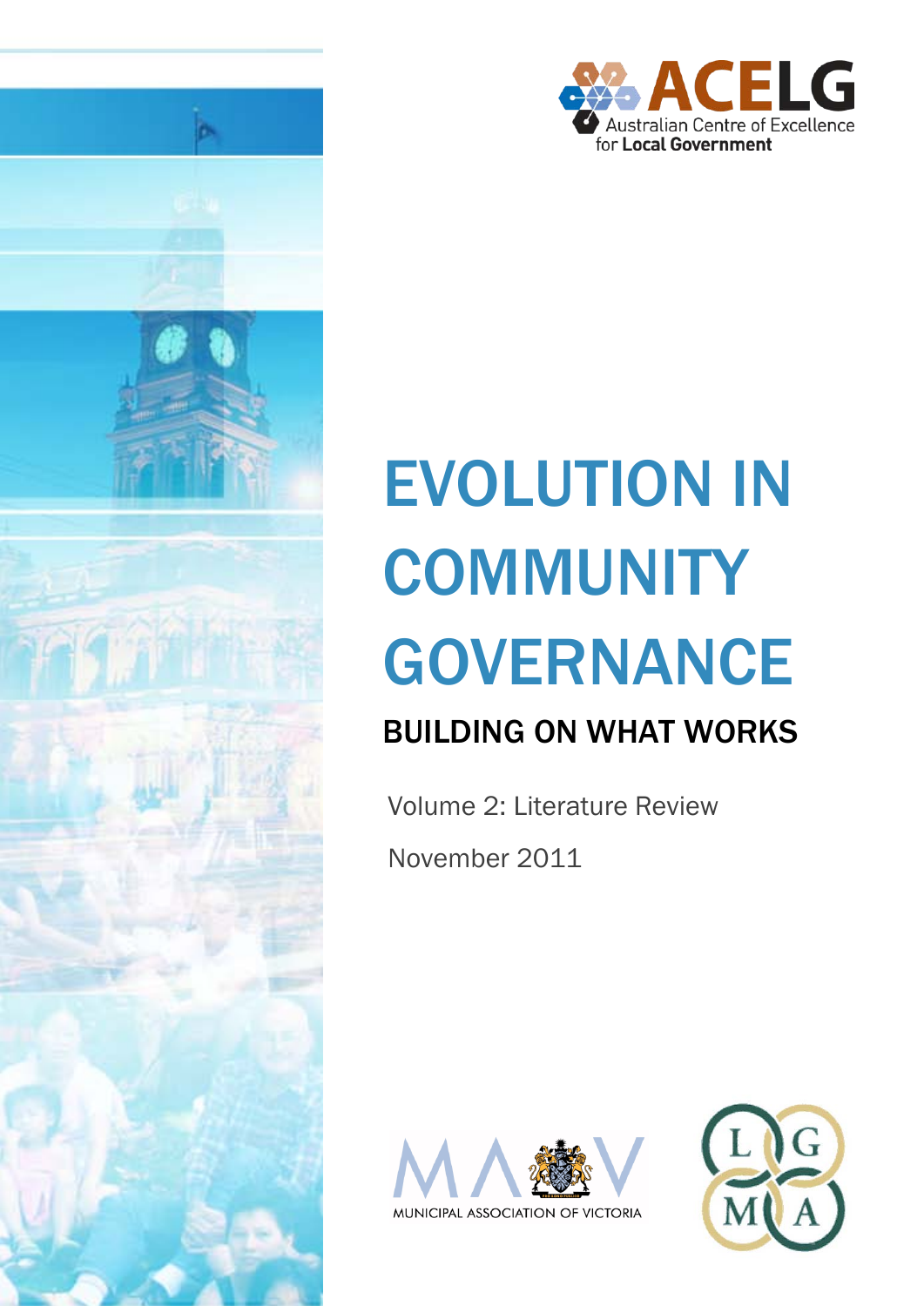ACELG Australian Centre of Excellence for Local Government

# EVOLUTION IN COMMUNITY GOVERNANCE

## BUILDING ON WHAT WORKS

Volume 2: Literature Review

November 2011

MUNICIPAL ASSOCIATION OF VICTORIA

LGMA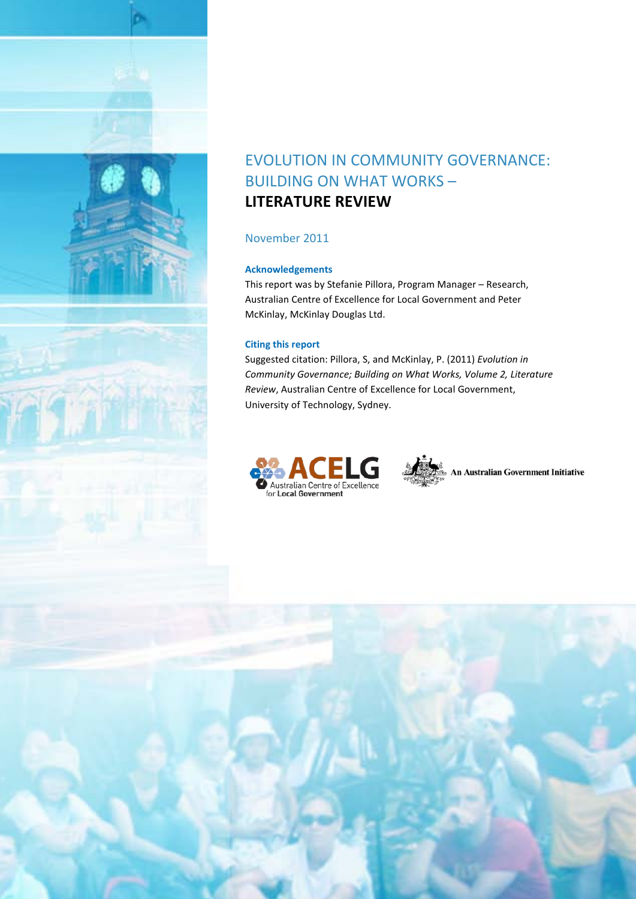# EVOLUTION IN COMMUNITY GOVERNANCE: BUILDING ON WHAT WORKS – LITERATURE REVIEW

November 2011

### Acknowledgements

This report was by Stefanie Pillora, Program Manager – Research, Australian Centre of Excellence for Local Government and Peter McKinlay, McKinlay Douglas Ltd.

### Citing this report

Suggested citation: Pillora, S, and McKinlay, P. (2011) *Evolution in Community Governance; Building on What Works, Volume 2, Literature Review*, Australian Centre of Excellence for Local Government, University of Technology, Sydney.

ACELG Australian Centre of Excellence for Local Government

An Australian Government Initiative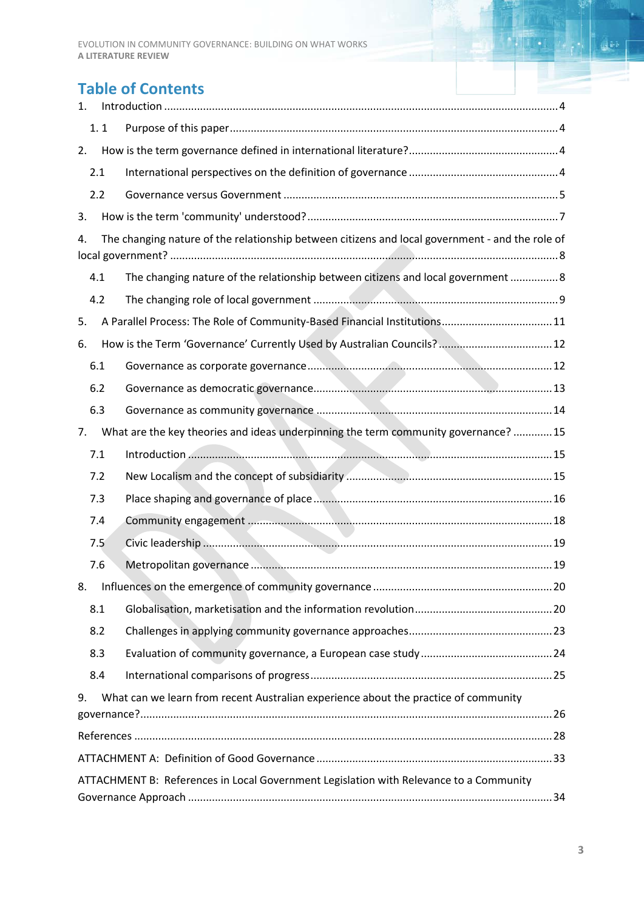# Table of Contents

1. Introduction ....................................................................................................................................4

   1. 1 Purpose of this paper ............................................................................................................4

2. How is the term governance defined in international literature? ..................................................4

   2.1 International perspectives on the definition of governance ...................................................4

   2.2 Governance versus Government ............................................................................................5

3. How is the term 'community' understood? ...................................................................................7

4. The changing nature of the relationship between citizens and local government - and the role of local government? ..............................................................................................................................8

   4.1 The changing nature of the relationship between citizens and local government ..................8

   4.2 The changing role of local government ..................................................................................9

5. A Parallel Process: The Role of Community-Based Financial Institutions ....................................11

6. How is the Term 'Governance' Currently Used by Australian Councils? ......................................12

   6.1 Governance as corporate governance ...................................................................................12

   6.2 Governance as democratic governance ..................................................................................13

   6.3 Governance as community governance .................................................................................14

7. What are the key theories and ideas underpinning the term community governance? .............15

   7.1 Introduction ..........................................................................................................................15

   7.2 New Localism and the concept of subsidiarity ......................................................................15

   7.3 Place shaping and governance of place .................................................................................16

   7.4 Community engagement .......................................................................................................18

   7.5 Civic leadership .....................................................................................................................19

   7.6 Metropolitan governance ......................................................................................................19

8. Influences on the emergence of community governance ............................................................20

   8.1 Globalisation, marketisation and the information revolution ...............................................20

   8.2 Challenges in applying community governance approaches .................................................23

   8.3 Evaluation of community governance, a European case study ..............................................24

   8.4 International comparisons of progress ..................................................................................25

9. What can we learn from recent Australian experience about the practice of community governance? ..........................................................................................................................................26

References ..........................................................................................................................................28

ATTACHMENT A: Definition of Good Governance ..............................................................................33

ATTACHMENT B: References in Local Government Legislation with Relevance to a Community Governance Approach ........................................................................................................................34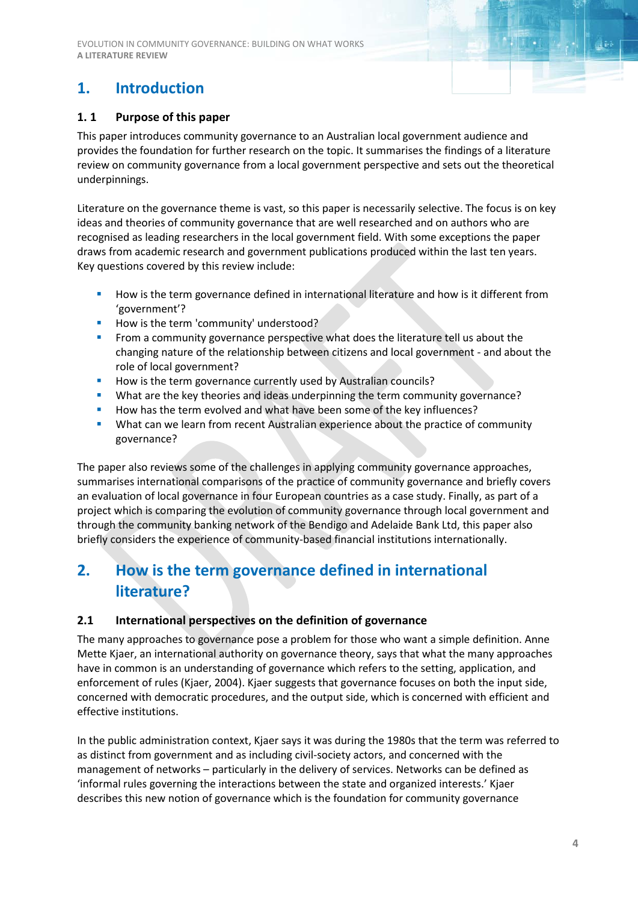# 1. Introduction

## 1. 1 Purpose of this paper

This paper introduces community governance to an Australian local government audience and provides the foundation for further research on the topic. It summarises the findings of a literature review on community governance from a local government perspective and sets out the theoretical underpinnings.

Literature on the governance theme is vast, so this paper is necessarily selective. The focus is on key ideas and theories of community governance that are well researched and on authors who are recognised as leading researchers in the local government field. With some exceptions the paper draws from academic research and government publications produced within the last ten years. Key questions covered by this review include:

- How is the term governance defined in international literature and how is it different from 'government'?
- How is the term 'community' understood?
- From a community governance perspective what does the literature tell us about the changing nature of the relationship between citizens and local government - and about the role of local government?
- How is the term governance currently used by Australian councils?
- What are the key theories and ideas underpinning the term community governance?
- How has the term evolved and what have been some of the key influences?
- What can we learn from recent Australian experience about the practice of community governance?

The paper also reviews some of the challenges in applying community governance approaches, summarises international comparisons of the practice of community governance and briefly covers an evaluation of local governance in four European countries as a case study. Finally, as part of a project which is comparing the evolution of community governance through local government and through the community banking network of the Bendigo and Adelaide Bank Ltd, this paper also briefly considers the experience of community-based financial institutions internationally.

# 2. How is the term governance defined in international literature?

## 2.1 International perspectives on the definition of governance

The many approaches to governance pose a problem for those who want a simple definition. Anne Mette Kjaer, an international authority on governance theory, says that what the many approaches have in common is an understanding of governance which refers to the setting, application, and enforcement of rules (Kjaer, 2004). Kjaer suggests that governance focuses on both the input side, concerned with democratic procedures, and the output side, which is concerned with efficient and effective institutions.

In the public administration context, Kjaer says it was during the 1980s that the term was referred to as distinct from government and as including civil-society actors, and concerned with the management of networks – particularly in the delivery of services. Networks can be defined as 'informal rules governing the interactions between the state and organized interests.' Kjaer describes this new notion of governance which is the foundation for community governance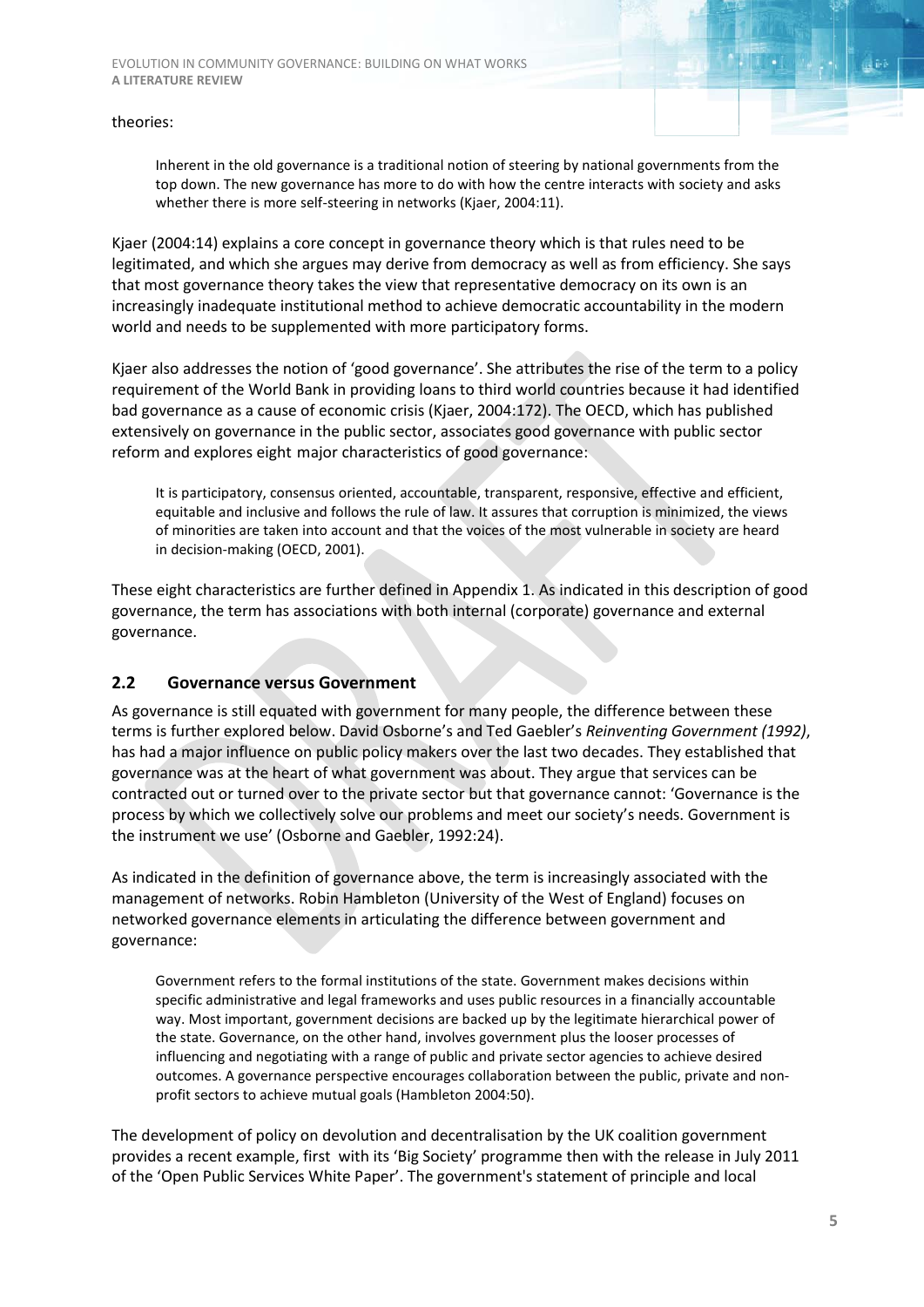theories:

> Inherent in the old governance is a traditional notion of steering by national governments from the top down. The new governance has more to do with how the centre interacts with society and asks whether there is more self-steering in networks (Kjaer, 2004:11).

Kjaer (2004:14) explains a core concept in governance theory which is that rules need to be legitimated, and which she argues may derive from democracy as well as from efficiency. She says that most governance theory takes the view that representative democracy on its own is an increasingly inadequate institutional method to achieve democratic accountability in the modern world and needs to be supplemented with more participatory forms.

Kjaer also addresses the notion of 'good governance'. She attributes the rise of the term to a policy requirement of the World Bank in providing loans to third world countries because it had identified bad governance as a cause of economic crisis (Kjaer, 2004:172). The OECD, which has published extensively on governance in the public sector, associates good governance with public sector reform and explores eight major characteristics of good governance:

> It is participatory, consensus oriented, accountable, transparent, responsive, effective and efficient, equitable and inclusive and follows the rule of law. It assures that corruption is minimized, the views of minorities are taken into account and that the voices of the most vulnerable in society are heard in decision-making (OECD, 2001).

These eight characteristics are further defined in Appendix 1. As indicated in this description of good governance, the term has associations with both internal (corporate) governance and external governance.

## 2.2 Governance versus Government

As governance is still equated with government for many people, the difference between these terms is further explored below. David Osborne's and Ted Gaebler's *Reinventing Government (1992)*, has had a major influence on public policy makers over the last two decades. They established that governance was at the heart of what government was about. They argue that services can be contracted out or turned over to the private sector but that governance cannot: 'Governance is the process by which we collectively solve our problems and meet our society's needs. Government is the instrument we use' (Osborne and Gaebler, 1992:24).

As indicated in the definition of governance above, the term is increasingly associated with the management of networks. Robin Hambleton (University of the West of England) focuses on networked governance elements in articulating the difference between government and governance:

> Government refers to the formal institutions of the state. Government makes decisions within specific administrative and legal frameworks and uses public resources in a financially accountable way. Most important, government decisions are backed up by the legitimate hierarchical power of the state. Governance, on the other hand, involves government plus the looser processes of influencing and negotiating with a range of public and private sector agencies to achieve desired outcomes. A governance perspective encourages collaboration between the public, private and non-profit sectors to achieve mutual goals (Hambleton 2004:50).

The development of policy on devolution and decentralisation by the UK coalition government provides a recent example, first with its 'Big Society' programme then with the release in July 2011 of the 'Open Public Services White Paper'. The government's statement of principle and local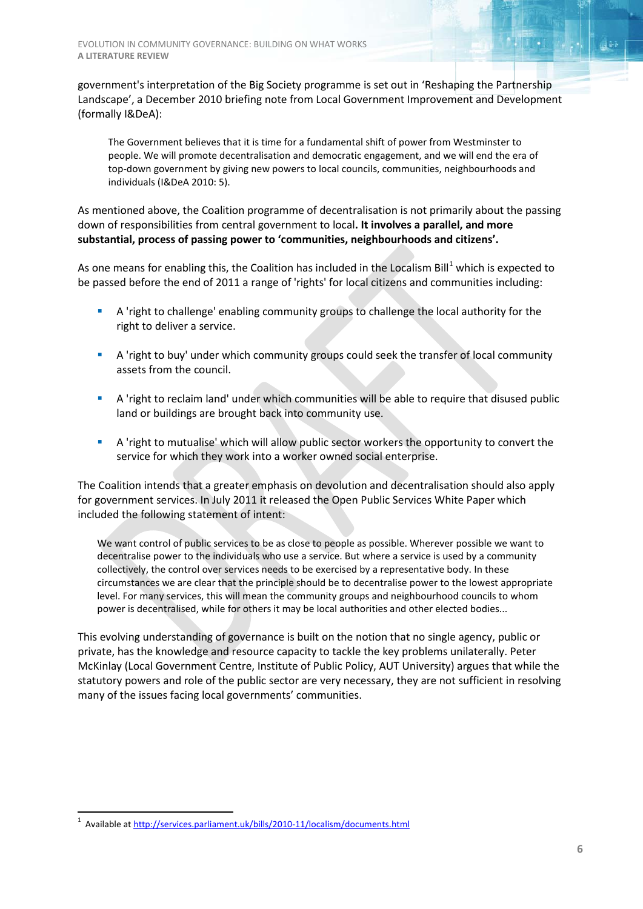government's interpretation of the Big Society programme is set out in 'Reshaping the Partnership Landscape', a December 2010 briefing note from Local Government Improvement and Development (formally I&DeA):

> The Government believes that it is time for a fundamental shift of power from Westminster to people. We will promote decentralisation and democratic engagement, and we will end the era of top-down government by giving new powers to local councils, communities, neighbourhoods and individuals (I&DeA 2010: 5).

As mentioned above, the Coalition programme of decentralisation is not primarily about the passing down of responsibilities from central government to local**. It involves a parallel, and more substantial, process of passing power to 'communities, neighbourhoods and citizens'.**

As one means for enabling this, the Coalition has included in the Localism Bill[1] which is expected to be passed before the end of 2011 a range of 'rights' for local citizens and communities including:

- A 'right to challenge' enabling community groups to challenge the local authority for the right to deliver a service.
- A 'right to buy' under which community groups could seek the transfer of local community assets from the council.
- A 'right to reclaim land' under which communities will be able to require that disused public land or buildings are brought back into community use.
- A 'right to mutualise' which will allow public sector workers the opportunity to convert the service for which they work into a worker owned social enterprise.

The Coalition intends that a greater emphasis on devolution and decentralisation should also apply for government services. In July 2011 it released the Open Public Services White Paper which included the following statement of intent:

> We want control of public services to be as close to people as possible. Wherever possible we want to decentralise power to the individuals who use a service. But where a service is used by a community collectively, the control over services needs to be exercised by a representative body. In these circumstances we are clear that the principle should be to decentralise power to the lowest appropriate level. For many services, this will mean the community groups and neighbourhood councils to whom power is decentralised, while for others it may be local authorities and other elected bodies...

This evolving understanding of governance is built on the notion that no single agency, public or private, has the knowledge and resource capacity to tackle the key problems unilaterally. Peter McKinlay (Local Government Centre, Institute of Public Policy, AUT University) argues that while the statutory powers and role of the public sector are very necessary, they are not sufficient in resolving many of the issues facing local governments' communities.

---

[1] Available at http://services.parliament.uk/bills/2010-11/localism/documents.html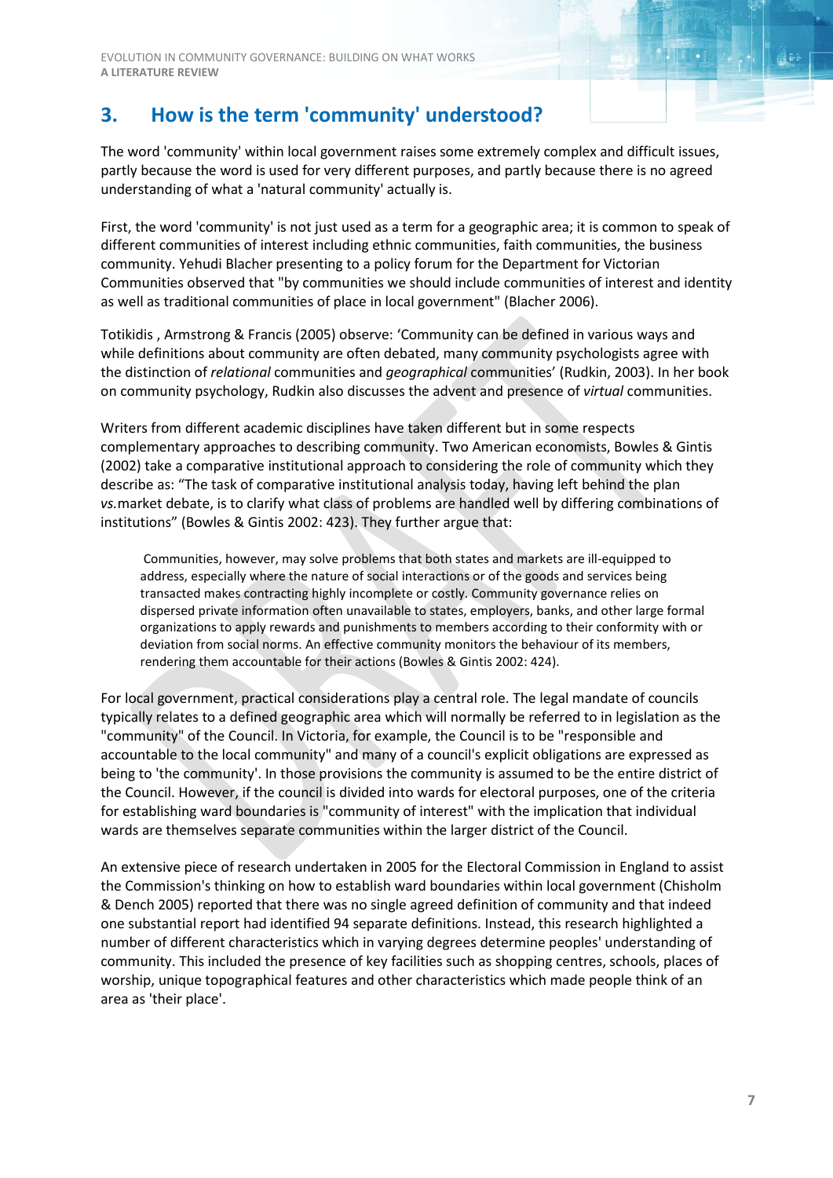## 3. How is the term 'community' understood?

The word 'community' within local government raises some extremely complex and difficult issues, partly because the word is used for very different purposes, and partly because there is no agreed understanding of what a 'natural community' actually is.

First, the word 'community' is not just used as a term for a geographic area; it is common to speak of different communities of interest including ethnic communities, faith communities, the business community. Yehudi Blacher presenting to a policy forum for the Department for Victorian Communities observed that "by communities we should include communities of interest and identity as well as traditional communities of place in local government" (Blacher 2006).

Totikidis , Armstrong & Francis (2005) observe: 'Community can be defined in various ways and while definitions about community are often debated, many community psychologists agree with the distinction of *relational* communities and *geographical* communities' (Rudkin, 2003). In her book on community psychology, Rudkin also discusses the advent and presence of *virtual* communities.

Writers from different academic disciplines have taken different but in some respects complementary approaches to describing community. Two American economists, Bowles & Gintis (2002) take a comparative institutional approach to considering the role of community which they describe as: "The task of comparative institutional analysis today, having left behind the plan *vs.*market debate, is to clarify what class of problems are handled well by differing combinations of institutions" (Bowles & Gintis 2002: 423). They further argue that:

> Communities, however, may solve problems that both states and markets are ill-equipped to address, especially where the nature of social interactions or of the goods and services being transacted makes contracting highly incomplete or costly. Community governance relies on dispersed private information often unavailable to states, employers, banks, and other large formal organizations to apply rewards and punishments to members according to their conformity with or deviation from social norms. An effective community monitors the behaviour of its members, rendering them accountable for their actions (Bowles & Gintis 2002: 424).

For local government, practical considerations play a central role. The legal mandate of councils typically relates to a defined geographic area which will normally be referred to in legislation as the "community" of the Council. In Victoria, for example, the Council is to be "responsible and accountable to the local community" and many of a council's explicit obligations are expressed as being to 'the community'. In those provisions the community is assumed to be the entire district of the Council. However, if the council is divided into wards for electoral purposes, one of the criteria for establishing ward boundaries is "community of interest" with the implication that individual wards are themselves separate communities within the larger district of the Council.

An extensive piece of research undertaken in 2005 for the Electoral Commission in England to assist the Commission's thinking on how to establish ward boundaries within local government (Chisholm & Dench 2005) reported that there was no single agreed definition of community and that indeed one substantial report had identified 94 separate definitions. Instead, this research highlighted a number of different characteristics which in varying degrees determine peoples' understanding of community. This included the presence of key facilities such as shopping centres, schools, places of worship, unique topographical features and other characteristics which made people think of an area as 'their place'.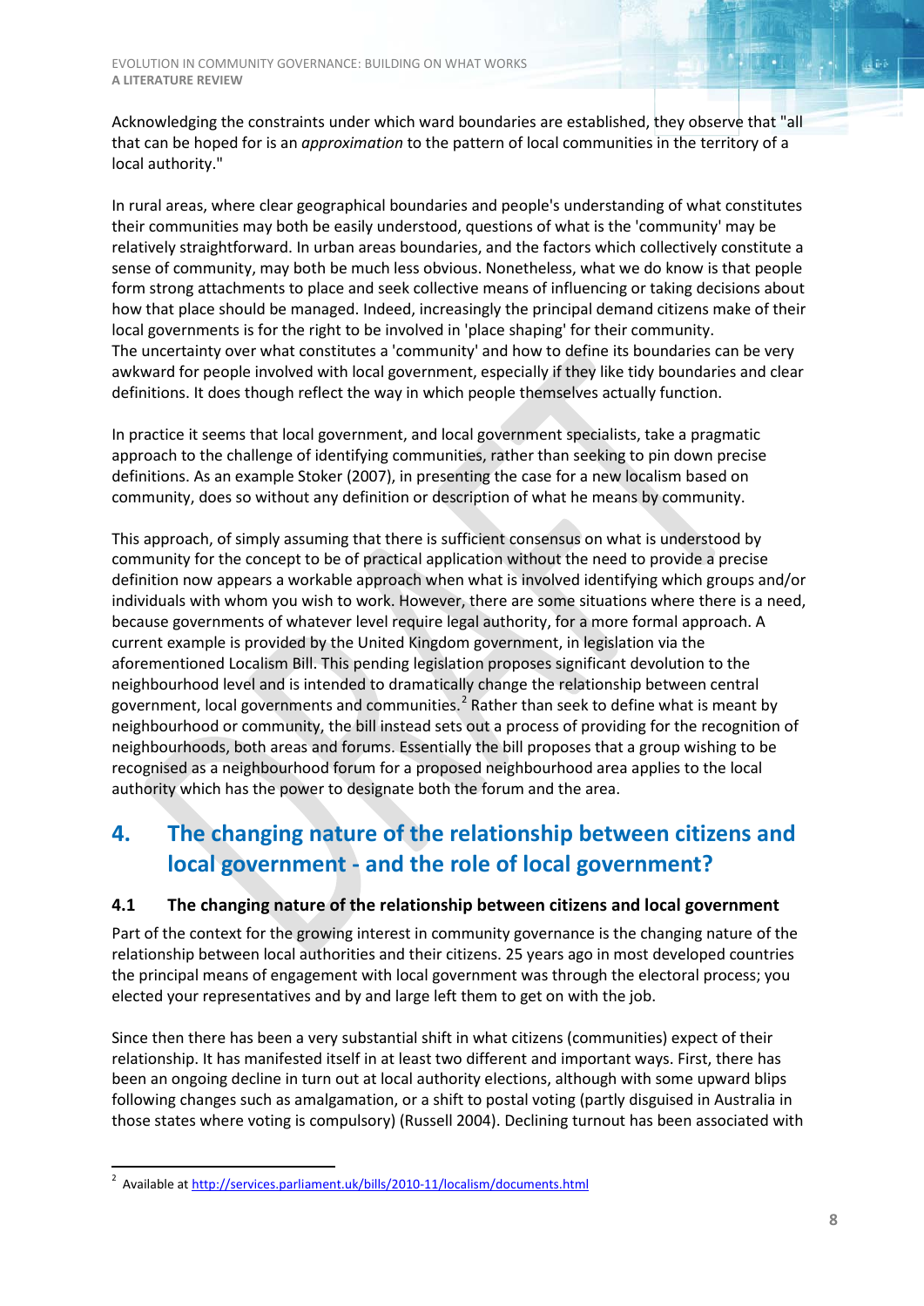Acknowledging the constraints under which ward boundaries are established, they observe that "all that can be hoped for is an *approximation* to the pattern of local communities in the territory of a local authority."

In rural areas, where clear geographical boundaries and people's understanding of what constitutes their communities may both be easily understood, questions of what is the 'community' may be relatively straightforward. In urban areas boundaries, and the factors which collectively constitute a sense of community, may both be much less obvious. Nonetheless, what we do know is that people form strong attachments to place and seek collective means of influencing or taking decisions about how that place should be managed. Indeed, increasingly the principal demand citizens make of their local governments is for the right to be involved in 'place shaping' for their community.
The uncertainty over what constitutes a 'community' and how to define its boundaries can be very awkward for people involved with local government, especially if they like tidy boundaries and clear definitions. It does though reflect the way in which people themselves actually function.

In practice it seems that local government, and local government specialists, take a pragmatic approach to the challenge of identifying communities, rather than seeking to pin down precise definitions. As an example Stoker (2007), in presenting the case for a new localism based on community, does so without any definition or description of what he means by community.

This approach, of simply assuming that there is sufficient consensus on what is understood by community for the concept to be of practical application without the need to provide a precise definition now appears a workable approach when what is involved identifying which groups and/or individuals with whom you wish to work. However, there are some situations where there is a need, because governments of whatever level require legal authority, for a more formal approach. A current example is provided by the United Kingdom government, in legislation via the aforementioned Localism Bill. This pending legislation proposes significant devolution to the neighbourhood level and is intended to dramatically change the relationship between central government, local governments and communities.[2] Rather than seek to define what is meant by neighbourhood or community, the bill instead sets out a process of providing for the recognition of neighbourhoods, both areas and forums. Essentially the bill proposes that a group wishing to be recognised as a neighbourhood forum for a proposed neighbourhood area applies to the local authority which has the power to designate both the forum and the area.

## 4. The changing nature of the relationship between citizens and local government - and the role of local government?

### 4.1 The changing nature of the relationship between citizens and local government

Part of the context for the growing interest in community governance is the changing nature of the relationship between local authorities and their citizens. 25 years ago in most developed countries the principal means of engagement with local government was through the electoral process; you elected your representatives and by and large left them to get on with the job.

Since then there has been a very substantial shift in what citizens (communities) expect of their relationship. It has manifested itself in at least two different and important ways. First, there has been an ongoing decline in turn out at local authority elections, although with some upward blips following changes such as amalgamation, or a shift to postal voting (partly disguised in Australia in those states where voting is compulsory) (Russell 2004). Declining turnout has been associated with

---

[2] Available at http://services.parliament.uk/bills/2010-11/localism/documents.html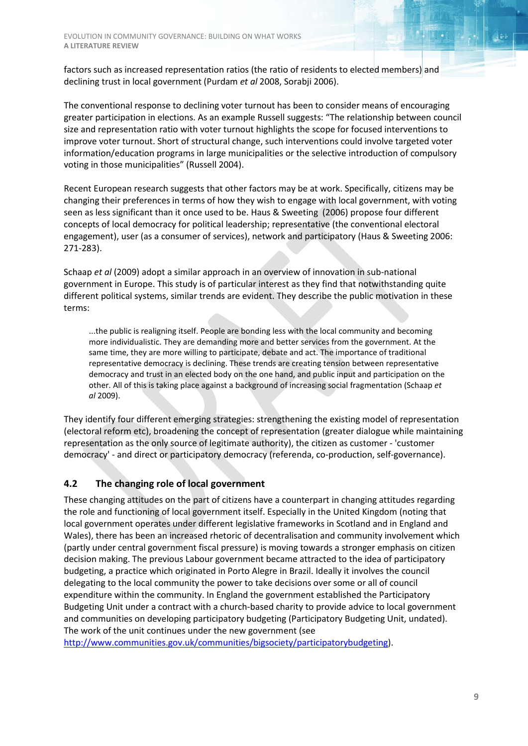factors such as increased representation ratios (the ratio of residents to elected members) and declining trust in local government (Purdam *et al* 2008, Sorabji 2006).

The conventional response to declining voter turnout has been to consider means of encouraging greater participation in elections. As an example Russell suggests: "The relationship between council size and representation ratio with voter turnout highlights the scope for focused interventions to improve voter turnout. Short of structural change, such interventions could involve targeted voter information/education programs in large municipalities or the selective introduction of compulsory voting in those municipalities" (Russell 2004).

Recent European research suggests that other factors may be at work. Specifically, citizens may be changing their preferences in terms of how they wish to engage with local government, with voting seen as less significant than it once used to be. Haus & Sweeting (2006) propose four different concepts of local democracy for political leadership; representative (the conventional electoral engagement), user (as a consumer of services), network and participatory (Haus & Sweeting 2006: 271-283).

Schaap *et al* (2009) adopt a similar approach in an overview of innovation in sub-national government in Europe. This study is of particular interest as they find that notwithstanding quite different political systems, similar trends are evident. They describe the public motivation in these terms:

> ...the public is realigning itself. People are bonding less with the local community and becoming more individualistic. They are demanding more and better services from the government. At the same time, they are more willing to participate, debate and act. The importance of traditional representative democracy is declining. These trends are creating tension between representative democracy and trust in an elected body on the one hand, and public input and participation on the other. All of this is taking place against a background of increasing social fragmentation (Schaap *et al* 2009).

They identify four different emerging strategies: strengthening the existing model of representation (electoral reform etc), broadening the concept of representation (greater dialogue while maintaining representation as the only source of legitimate authority), the citizen as customer - 'customer democracy' - and direct or participatory democracy (referenda, co-production, self-governance).

## 4.2 The changing role of local government

These changing attitudes on the part of citizens have a counterpart in changing attitudes regarding the role and functioning of local government itself. Especially in the United Kingdom (noting that local government operates under different legislative frameworks in Scotland and in England and Wales), there has been an increased rhetoric of decentralisation and community involvement which (partly under central government fiscal pressure) is moving towards a stronger emphasis on citizen decision making. The previous Labour government became attracted to the idea of participatory budgeting, a practice which originated in Porto Alegre in Brazil. Ideally it involves the council delegating to the local community the power to take decisions over some or all of council expenditure within the community. In England the government established the Participatory Budgeting Unit under a contract with a church-based charity to provide advice to local government and communities on developing participatory budgeting (Participatory Budgeting Unit, undated). The work of the unit continues under the new government (see http://www.communities.gov.uk/communities/bigsociety/participatorybudgeting).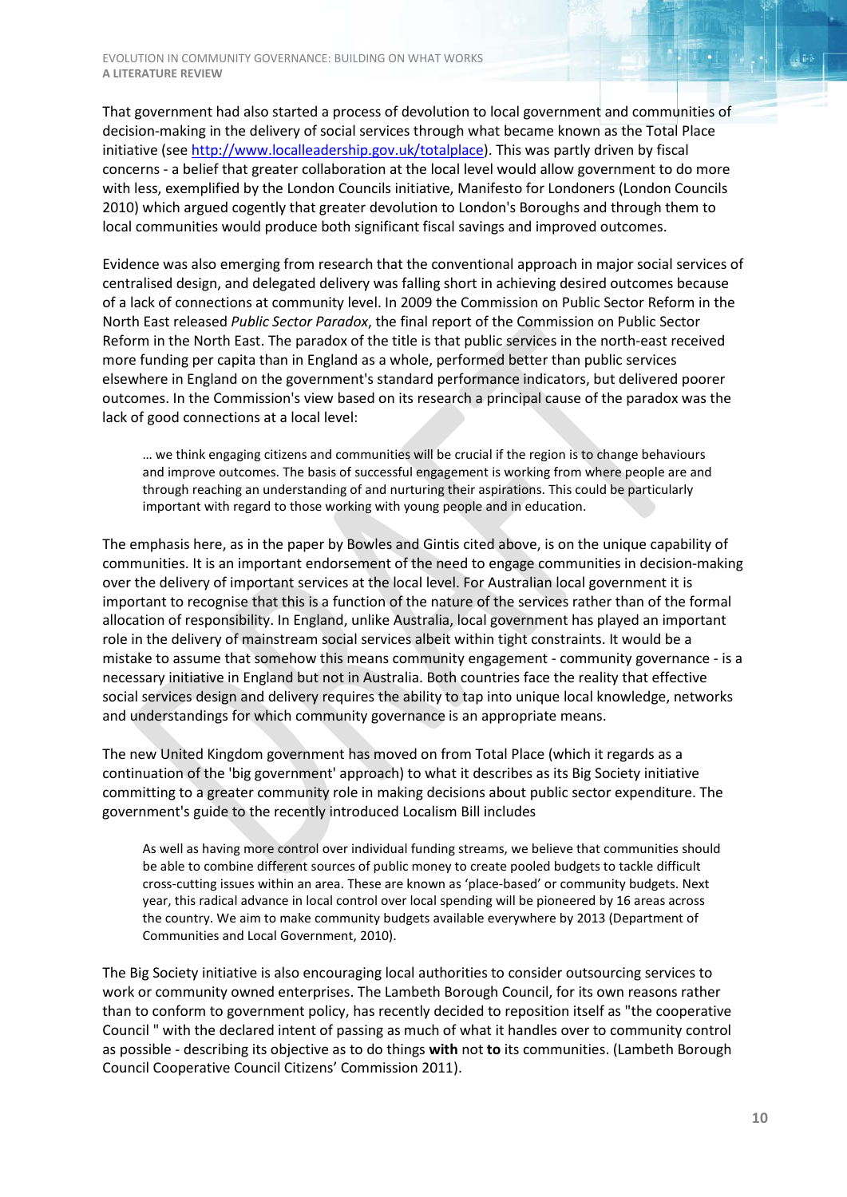That government had also started a process of devolution to local government and communities of decision-making in the delivery of social services through what became known as the Total Place initiative (see [http://www.localleadership.gov.uk/totalplace](http://www.localleadership.gov.uk/totalplace)). This was partly driven by fiscal concerns - a belief that greater collaboration at the local level would allow government to do more with less, exemplified by the London Councils initiative, Manifesto for Londoners (London Councils 2010) which argued cogently that greater devolution to London's Boroughs and through them to local communities would produce both significant fiscal savings and improved outcomes.

Evidence was also emerging from research that the conventional approach in major social services of centralised design, and delegated delivery was falling short in achieving desired outcomes because of a lack of connections at community level. In 2009 the Commission on Public Sector Reform in the North East released *Public Sector Paradox*, the final report of the Commission on Public Sector Reform in the North East. The paradox of the title is that public services in the north-east received more funding per capita than in England as a whole, performed better than public services elsewhere in England on the government's standard performance indicators, but delivered poorer outcomes. In the Commission's view based on its research a principal cause of the paradox was the lack of good connections at a local level:

> … we think engaging citizens and communities will be crucial if the region is to change behaviours and improve outcomes. The basis of successful engagement is working from where people are and through reaching an understanding of and nurturing their aspirations. This could be particularly important with regard to those working with young people and in education.

The emphasis here, as in the paper by Bowles and Gintis cited above, is on the unique capability of communities. It is an important endorsement of the need to engage communities in decision-making over the delivery of important services at the local level. For Australian local government it is important to recognise that this is a function of the nature of the services rather than of the formal allocation of responsibility. In England, unlike Australia, local government has played an important role in the delivery of mainstream social services albeit within tight constraints. It would be a mistake to assume that somehow this means community engagement - community governance - is a necessary initiative in England but not in Australia. Both countries face the reality that effective social services design and delivery requires the ability to tap into unique local knowledge, networks and understandings for which community governance is an appropriate means.

The new United Kingdom government has moved on from Total Place (which it regards as a continuation of the 'big government' approach) to what it describes as its Big Society initiative committing to a greater community role in making decisions about public sector expenditure. The government's guide to the recently introduced Localism Bill includes

> As well as having more control over individual funding streams, we believe that communities should be able to combine different sources of public money to create pooled budgets to tackle difficult cross-cutting issues within an area. These are known as 'place-based' or community budgets. Next year, this radical advance in local control over local spending will be pioneered by 16 areas across the country. We aim to make community budgets available everywhere by 2013 (Department of Communities and Local Government, 2010).

The Big Society initiative is also encouraging local authorities to consider outsourcing services to work or community owned enterprises. The Lambeth Borough Council, for its own reasons rather than to conform to government policy, has recently decided to reposition itself as "the cooperative Council " with the declared intent of passing as much of what it handles over to community control as possible - describing its objective as to do things **with** not **to** its communities. (Lambeth Borough Council Cooperative Council Citizens' Commission 2011).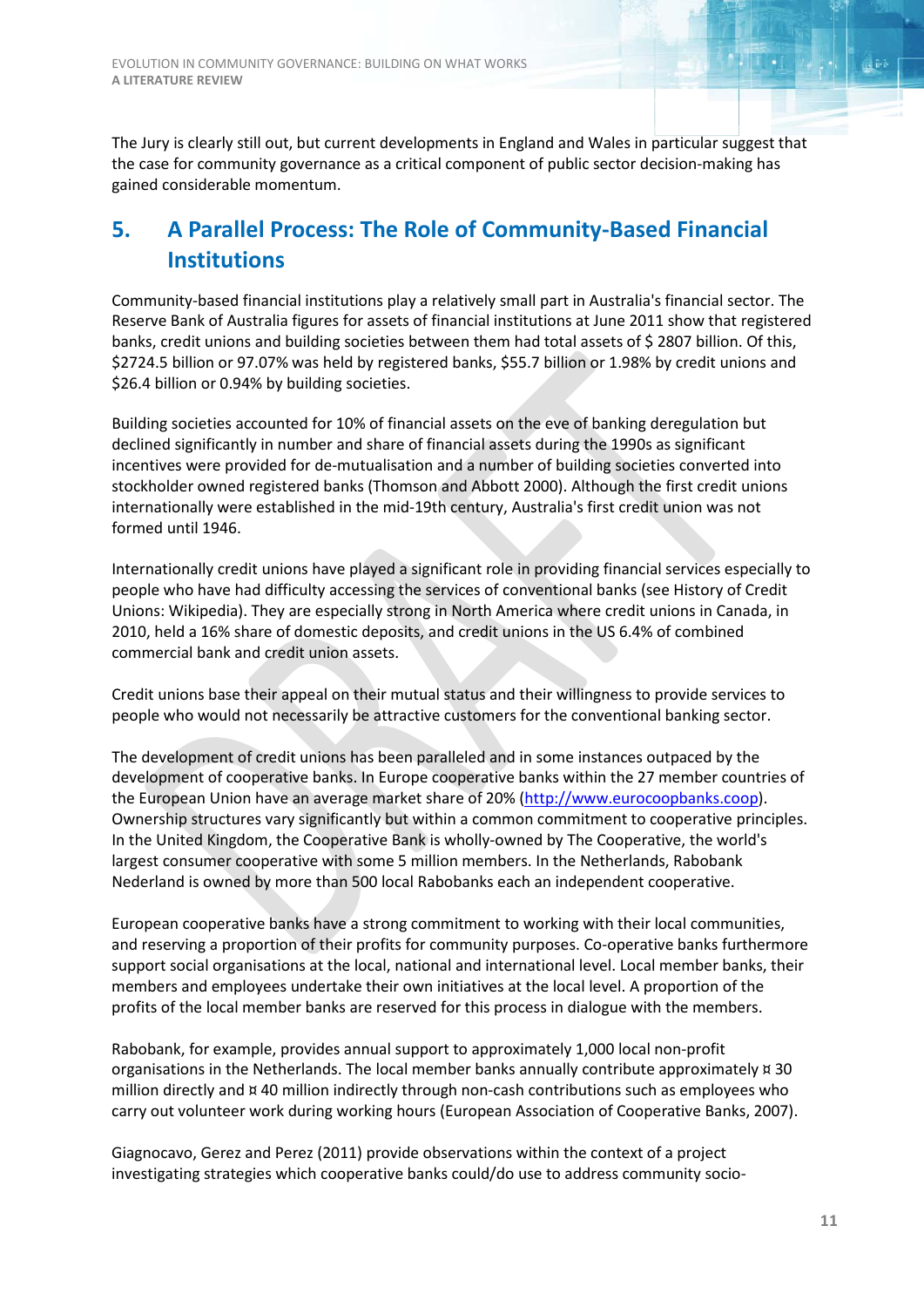The Jury is clearly still out, but current developments in England and Wales in particular suggest that the case for community governance as a critical component of public sector decision-making has gained considerable momentum.

## 5. A Parallel Process: The Role of Community-Based Financial Institutions

Community-based financial institutions play a relatively small part in Australia's financial sector. The Reserve Bank of Australia figures for assets of financial institutions at June 2011 show that registered banks, credit unions and building societies between them had total assets of $ 2807 billion. Of this, $2724.5 billion or 97.07% was held by registered banks, $55.7 billion or 1.98% by credit unions and $26.4 billion or 0.94% by building societies.

Building societies accounted for 10% of financial assets on the eve of banking deregulation but declined significantly in number and share of financial assets during the 1990s as significant incentives were provided for de-mutualisation and a number of building societies converted into stockholder owned registered banks (Thomson and Abbott 2000). Although the first credit unions internationally were established in the mid-19th century, Australia's first credit union was not formed until 1946.

Internationally credit unions have played a significant role in providing financial services especially to people who have had difficulty accessing the services of conventional banks (see History of Credit Unions: Wikipedia). They are especially strong in North America where credit unions in Canada, in 2010, held a 16% share of domestic deposits, and credit unions in the US 6.4% of combined commercial bank and credit union assets.

Credit unions base their appeal on their mutual status and their willingness to provide services to people who would not necessarily be attractive customers for the conventional banking sector.

The development of credit unions has been paralleled and in some instances outpaced by the development of cooperative banks. In Europe cooperative banks within the 27 member countries of the European Union have an average market share of 20% (http://www.eurocoopbanks.coop). Ownership structures vary significantly but within a common commitment to cooperative principles. In the United Kingdom, the Cooperative Bank is wholly-owned by The Cooperative, the world's largest consumer cooperative with some 5 million members. In the Netherlands, Rabobank Nederland is owned by more than 500 local Rabobanks each an independent cooperative.

European cooperative banks have a strong commitment to working with their local communities, and reserving a proportion of their profits for community purposes. Co-operative banks furthermore support social organisations at the local, national and international level. Local member banks, their members and employees undertake their own initiatives at the local level. A proportion of the profits of the local member banks are reserved for this process in dialogue with the members.

Rabobank, for example, provides annual support to approximately 1,000 local non-profit organisations in the Netherlands. The local member banks annually contribute approximately ¤ 30 million directly and ¤ 40 million indirectly through non-cash contributions such as employees who carry out volunteer work during working hours (European Association of Cooperative Banks, 2007).

Giagnocavo, Gerez and Perez (2011) provide observations within the context of a project investigating strategies which cooperative banks could/do use to address community socio-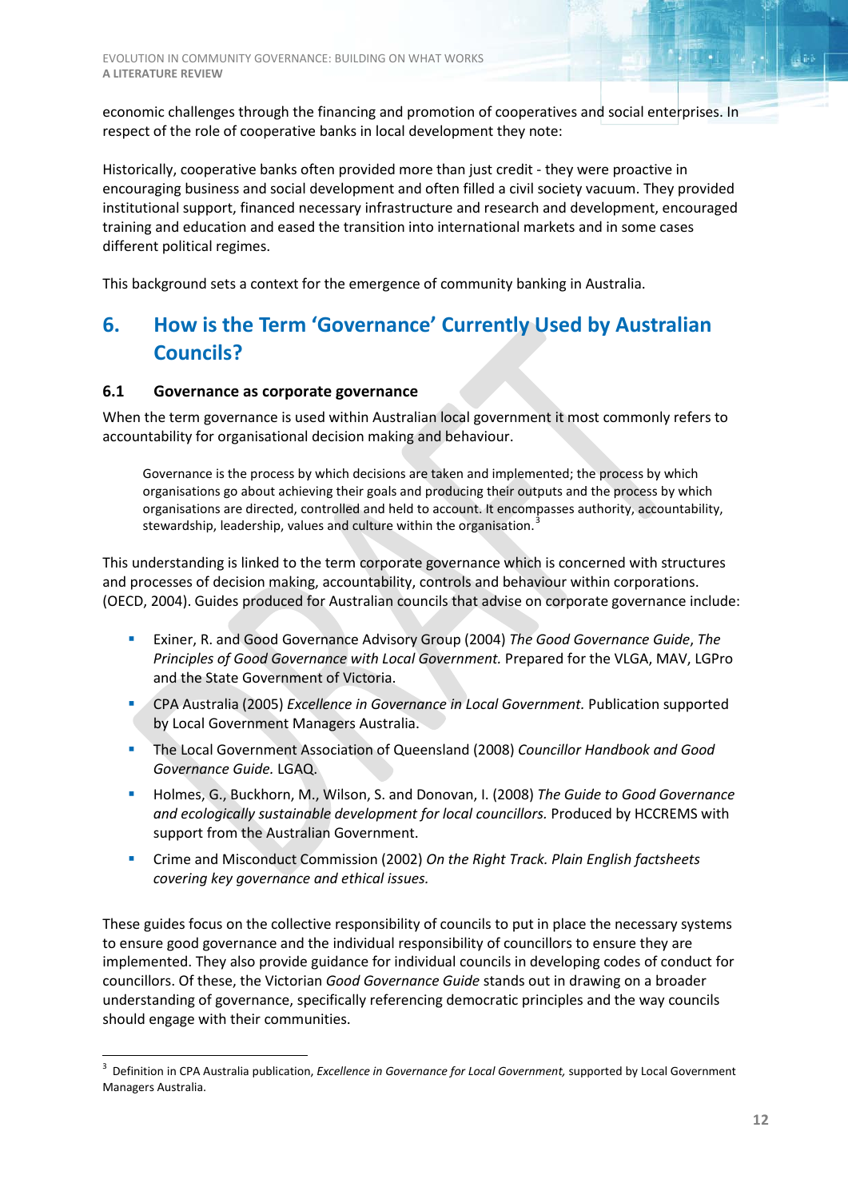economic challenges through the financing and promotion of cooperatives and social enterprises. In respect of the role of cooperative banks in local development they note:

Historically, cooperative banks often provided more than just credit - they were proactive in encouraging business and social development and often filled a civil society vacuum. They provided institutional support, financed necessary infrastructure and research and development, encouraged training and education and eased the transition into international markets and in some cases different political regimes.

This background sets a context for the emergence of community banking in Australia.

## 6. How is the Term 'Governance' Currently Used by Australian Councils?

### 6.1 Governance as corporate governance

When the term governance is used within Australian local government it most commonly refers to accountability for organisational decision making and behaviour.

> Governance is the process by which decisions are taken and implemented; the process by which organisations go about achieving their goals and producing their outputs and the process by which organisations are directed, controlled and held to account. It encompasses authority, accountability, stewardship, leadership, values and culture within the organisation.[3]

This understanding is linked to the term corporate governance which is concerned with structures and processes of decision making, accountability, controls and behaviour within corporations. (OECD, 2004). Guides produced for Australian councils that advise on corporate governance include:

- Exiner, R. and Good Governance Advisory Group (2004) *The Good Governance Guide*, *The Principles of Good Governance with Local Government.* Prepared for the VLGA, MAV, LGPro and the State Government of Victoria.
- CPA Australia (2005) *Excellence in Governance in Local Government.* Publication supported by Local Government Managers Australia.
- The Local Government Association of Queensland (2008) *Councillor Handbook and Good Governance Guide.* LGAQ.
- Holmes, G., Buckhorn, M., Wilson, S. and Donovan, I. (2008) *The Guide to Good Governance and ecologically sustainable development for local councillors.* Produced by HCCREMS with support from the Australian Government.
- Crime and Misconduct Commission (2002) *On the Right Track. Plain English factsheets covering key governance and ethical issues.*

These guides focus on the collective responsibility of councils to put in place the necessary systems to ensure good governance and the individual responsibility of councillors to ensure they are implemented. They also provide guidance for individual councils in developing codes of conduct for councillors. Of these, the Victorian *Good Governance Guide* stands out in drawing on a broader understanding of governance, specifically referencing democratic principles and the way councils should engage with their communities.

---

[3] Definition in CPA Australia publication, *Excellence in Governance for Local Government,* supported by Local Government Managers Australia.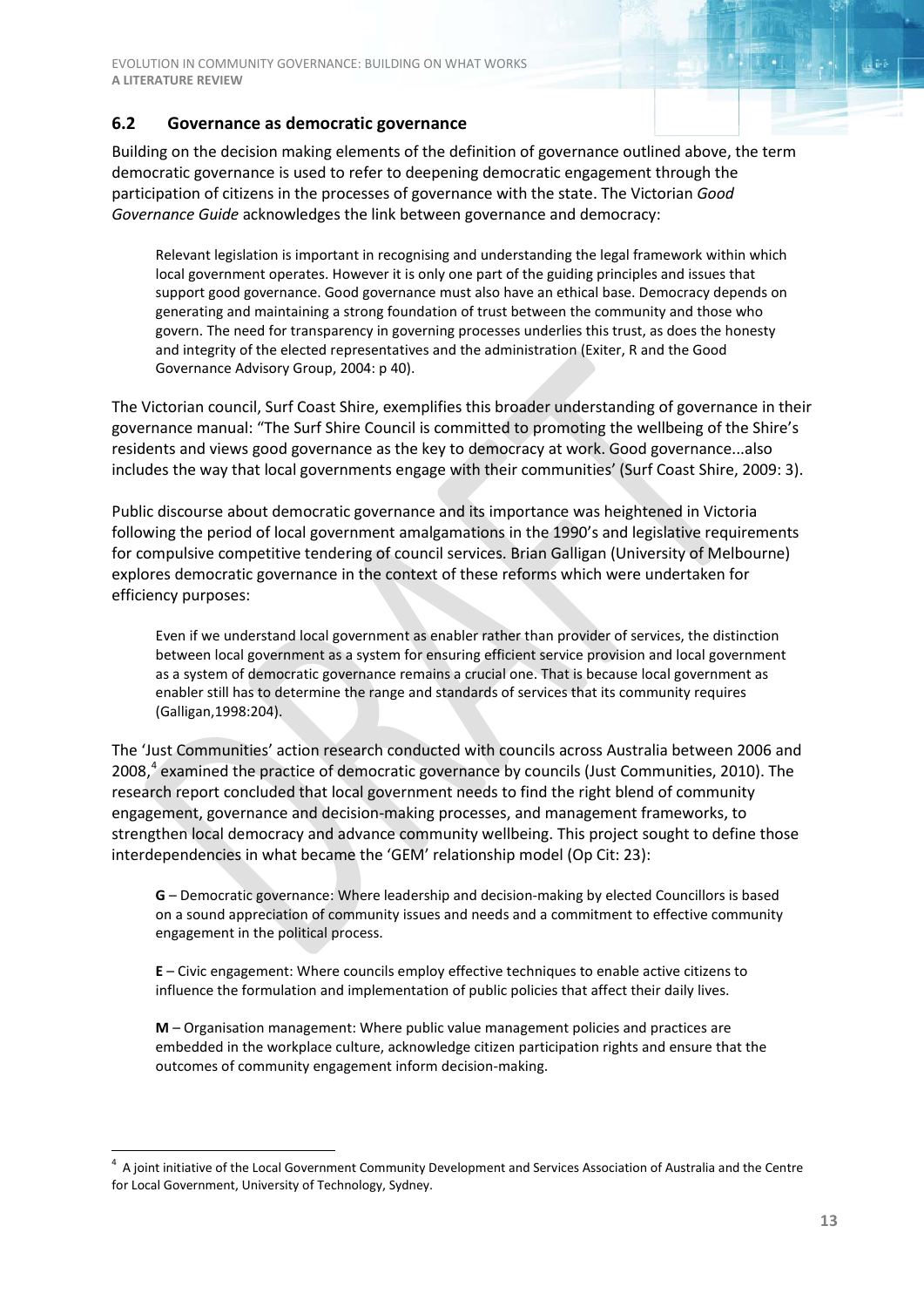## 6.2 Governance as democratic governance

Building on the decision making elements of the definition of governance outlined above, the term democratic governance is used to refer to deepening democratic engagement through the participation of citizens in the processes of governance with the state. The Victorian *Good Governance Guide* acknowledges the link between governance and democracy:

> Relevant legislation is important in recognising and understanding the legal framework within which local government operates. However it is only one part of the guiding principles and issues that support good governance. Good governance must also have an ethical base. Democracy depends on generating and maintaining a strong foundation of trust between the community and those who govern. The need for transparency in governing processes underlies this trust, as does the honesty and integrity of the elected representatives and the administration (Exiter, R and the Good Governance Advisory Group, 2004: p 40).

The Victorian council, Surf Coast Shire, exemplifies this broader understanding of governance in their governance manual: "The Surf Shire Council is committed to promoting the wellbeing of the Shire's residents and views good governance as the key to democracy at work. Good governance...also includes the way that local governments engage with their communities' (Surf Coast Shire, 2009: 3).

Public discourse about democratic governance and its importance was heightened in Victoria following the period of local government amalgamations in the 1990's and legislative requirements for compulsive competitive tendering of council services. Brian Galligan (University of Melbourne) explores democratic governance in the context of these reforms which were undertaken for efficiency purposes:

> Even if we understand local government as enabler rather than provider of services, the distinction between local government as a system for ensuring efficient service provision and local government as a system of democratic governance remains a crucial one. That is because local government as enabler still has to determine the range and standards of services that its community requires (Galligan,1998:204).

The 'Just Communities' action research conducted with councils across Australia between 2006 and 2008,[4] examined the practice of democratic governance by councils (Just Communities, 2010). The research report concluded that local government needs to find the right blend of community engagement, governance and decision-making processes, and management frameworks, to strengthen local democracy and advance community wellbeing. This project sought to define those interdependencies in what became the 'GEM' relationship model (Op Cit: 23):

> **G** – Democratic governance: Where leadership and decision-making by elected Councillors is based on a sound appreciation of community issues and needs and a commitment to effective community engagement in the political process.
>
> **E** – Civic engagement: Where councils employ effective techniques to enable active citizens to influence the formulation and implementation of public policies that affect their daily lives.
>
> **M** – Organisation management: Where public value management policies and practices are embedded in the workplace culture, acknowledge citizen participation rights and ensure that the outcomes of community engagement inform decision-making.

---

[4] A joint initiative of the Local Government Community Development and Services Association of Australia and the Centre for Local Government, University of Technology, Sydney.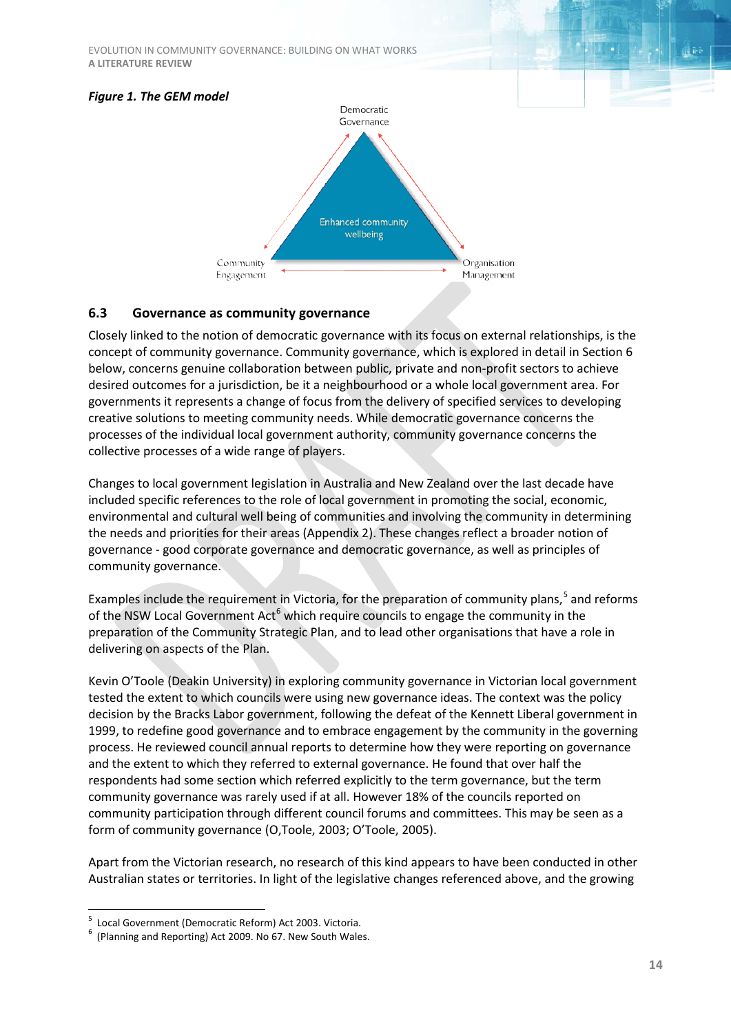*Figure 1. The GEM model*

Democratic Governance

Enhanced community wellbeing

Community Engagement

Organisation Management

## 6.3 Governance as community governance

Closely linked to the notion of democratic governance with its focus on external relationships, is the concept of community governance. Community governance, which is explored in detail in Section 6 below, concerns genuine collaboration between public, private and non-profit sectors to achieve desired outcomes for a jurisdiction, be it a neighbourhood or a whole local government area. For governments it represents a change of focus from the delivery of specified services to developing creative solutions to meeting community needs. While democratic governance concerns the processes of the individual local government authority, community governance concerns the collective processes of a wide range of players.

Changes to local government legislation in Australia and New Zealand over the last decade have included specific references to the role of local government in promoting the social, economic, environmental and cultural well being of communities and involving the community in determining the needs and priorities for their areas (Appendix 2). These changes reflect a broader notion of governance - good corporate governance and democratic governance, as well as principles of community governance.

Examples include the requirement in Victoria, for the preparation of community plans,[5] and reforms of the NSW Local Government Act[6] which require councils to engage the community in the preparation of the Community Strategic Plan, and to lead other organisations that have a role in delivering on aspects of the Plan.

Kevin O'Toole (Deakin University) in exploring community governance in Victorian local government tested the extent to which councils were using new governance ideas. The context was the policy decision by the Bracks Labor government, following the defeat of the Kennett Liberal government in 1999, to redefine good governance and to embrace engagement by the community in the governing process. He reviewed council annual reports to determine how they were reporting on governance and the extent to which they referred to external governance. He found that over half the respondents had some section which referred explicitly to the term governance, but the term community governance was rarely used if at all. However 18% of the councils reported on community participation through different council forums and committees. This may be seen as a form of community governance (O,Toole, 2003; O'Toole, 2005).

Apart from the Victorian research, no research of this kind appears to have been conducted in other Australian states or territories. In light of the legislative changes referenced above, and the growing

---

[5] Local Government (Democratic Reform) Act 2003. Victoria.

[6] (Planning and Reporting) Act 2009. No 67. New South Wales.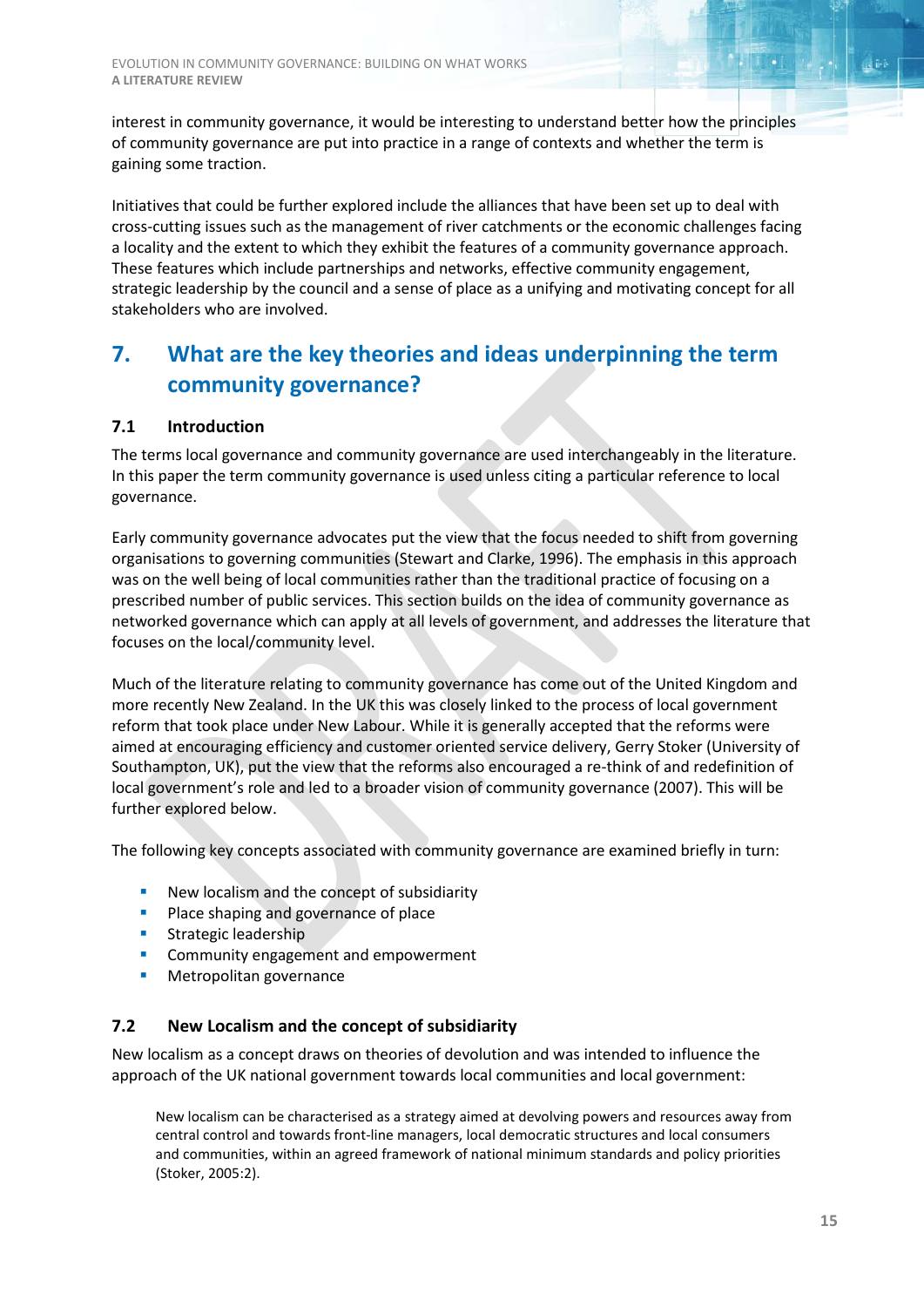interest in community governance, it would be interesting to understand better how the principles of community governance are put into practice in a range of contexts and whether the term is gaining some traction.

Initiatives that could be further explored include the alliances that have been set up to deal with cross-cutting issues such as the management of river catchments or the economic challenges facing a locality and the extent to which they exhibit the features of a community governance approach. These features which include partnerships and networks, effective community engagement, strategic leadership by the council and a sense of place as a unifying and motivating concept for all stakeholders who are involved.

## 7. What are the key theories and ideas underpinning the term community governance?

### 7.1 Introduction

The terms local governance and community governance are used interchangeably in the literature. In this paper the term community governance is used unless citing a particular reference to local governance.

Early community governance advocates put the view that the focus needed to shift from governing organisations to governing communities (Stewart and Clarke, 1996). The emphasis in this approach was on the well being of local communities rather than the traditional practice of focusing on a prescribed number of public services. This section builds on the idea of community governance as networked governance which can apply at all levels of government, and addresses the literature that focuses on the local/community level.

Much of the literature relating to community governance has come out of the United Kingdom and more recently New Zealand. In the UK this was closely linked to the process of local government reform that took place under New Labour. While it is generally accepted that the reforms were aimed at encouraging efficiency and customer oriented service delivery, Gerry Stoker (University of Southampton, UK), put the view that the reforms also encouraged a re-think of and redefinition of local government's role and led to a broader vision of community governance (2007). This will be further explored below.

The following key concepts associated with community governance are examined briefly in turn:

- New localism and the concept of subsidiarity
- Place shaping and governance of place
- Strategic leadership
- Community engagement and empowerment
- Metropolitan governance

### 7.2 New Localism and the concept of subsidiarity

New localism as a concept draws on theories of devolution and was intended to influence the approach of the UK national government towards local communities and local government:

> New localism can be characterised as a strategy aimed at devolving powers and resources away from central control and towards front-line managers, local democratic structures and local consumers and communities, within an agreed framework of national minimum standards and policy priorities (Stoker, 2005:2).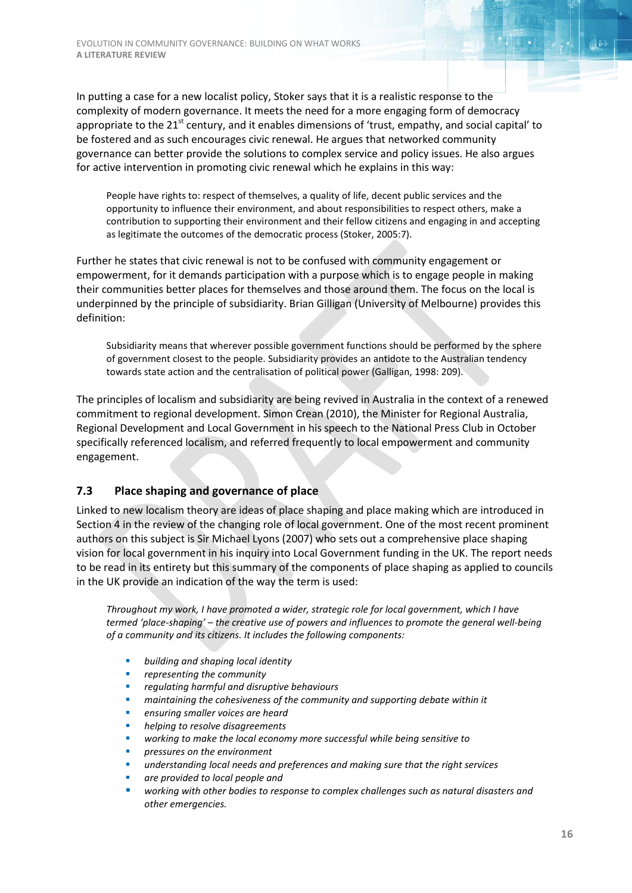In putting a case for a new localist policy, Stoker says that it is a realistic response to the complexity of modern governance. It meets the need for a more engaging form of democracy appropriate to the 21st century, and it enables dimensions of 'trust, empathy, and social capital' to be fostered and as such encourages civic renewal. He argues that networked community governance can better provide the solutions to complex service and policy issues. He also argues for active intervention in promoting civic renewal which he explains in this way:

> People have rights to: respect of themselves, a quality of life, decent public services and the opportunity to influence their environment, and about responsibilities to respect others, make a contribution to supporting their environment and their fellow citizens and engaging in and accepting as legitimate the outcomes of the democratic process (Stoker, 2005:7).

Further he states that civic renewal is not to be confused with community engagement or empowerment, for it demands participation with a purpose which is to engage people in making their communities better places for themselves and those around them. The focus on the local is underpinned by the principle of subsidiarity. Brian Gilligan (University of Melbourne) provides this definition:

> Subsidiarity means that wherever possible government functions should be performed by the sphere of government closest to the people. Subsidiarity provides an antidote to the Australian tendency towards state action and the centralisation of political power (Galligan, 1998: 209).

The principles of localism and subsidiarity are being revived in Australia in the context of a renewed commitment to regional development. Simon Crean (2010), the Minister for Regional Australia, Regional Development and Local Government in his speech to the National Press Club in October specifically referenced localism, and referred frequently to local empowerment and community engagement.

## 7.3 Place shaping and governance of place

Linked to new localism theory are ideas of place shaping and place making which are introduced in Section 4 in the review of the changing role of local government. One of the most recent prominent authors on this subject is Sir Michael Lyons (2007) who sets out a comprehensive place shaping vision for local government in his inquiry into Local Government funding in the UK. The report needs to be read in its entirety but this summary of the components of place shaping as applied to councils in the UK provide an indication of the way the term is used:

> *Throughout my work, I have promoted a wider, strategic role for local government, which I have termed 'place-shaping' – the creative use of powers and influences to promote the general well-being of a community and its citizens. It includes the following components:*
>
> - *building and shaping local identity*
> - *representing the community*
> - *regulating harmful and disruptive behaviours*
> - *maintaining the cohesiveness of the community and supporting debate within it*
> - *ensuring smaller voices are heard*
> - *helping to resolve disagreements*
> - *working to make the local economy more successful while being sensitive to*
> - *pressures on the environment*
> - *understanding local needs and preferences and making sure that the right services*
> - *are provided to local people and*
> - *working with other bodies to response to complex challenges such as natural disasters and other emergencies.*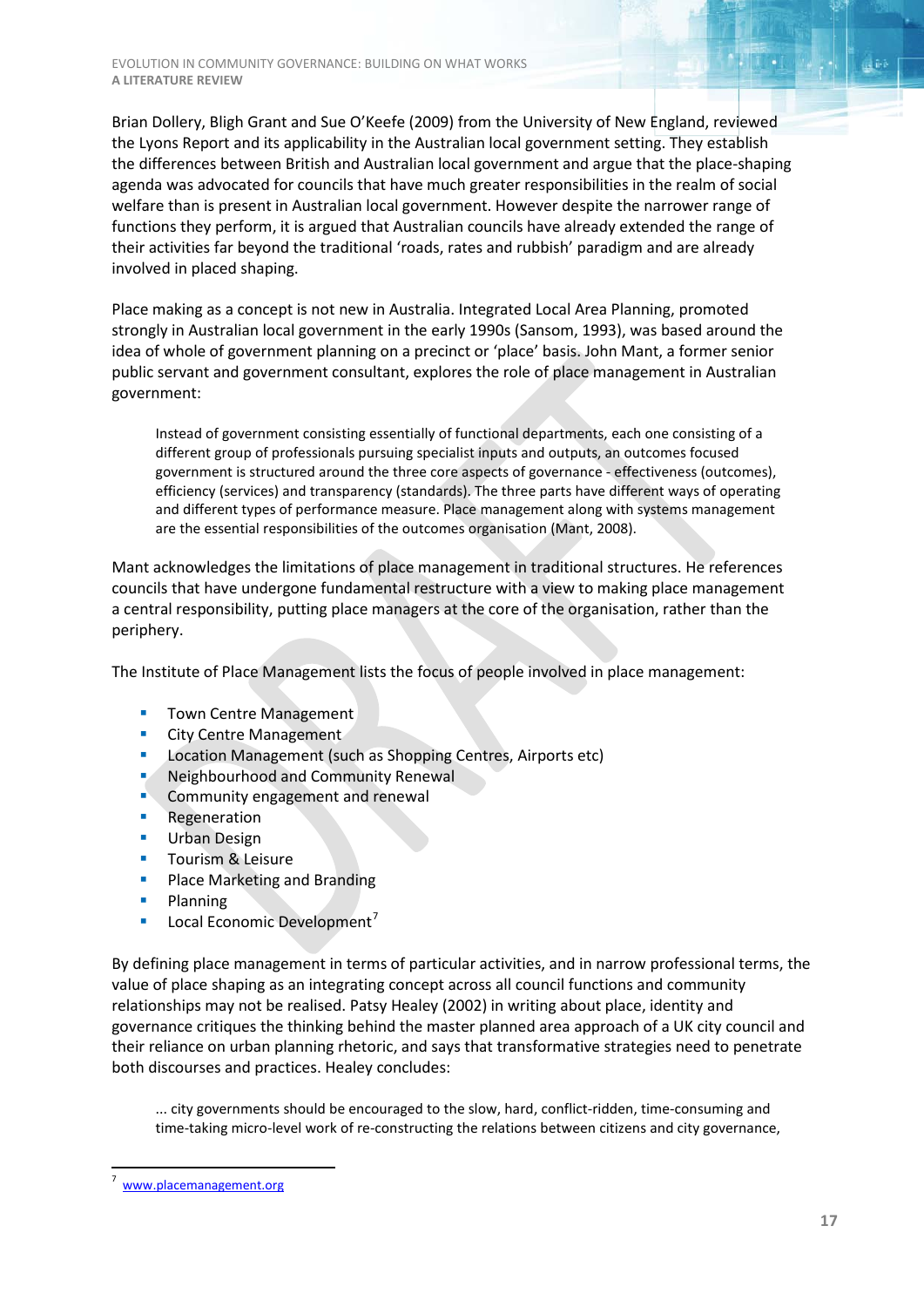Brian Dollery, Bligh Grant and Sue O'Keefe (2009) from the University of New England, reviewed the Lyons Report and its applicability in the Australian local government setting. They establish the differences between British and Australian local government and argue that the place-shaping agenda was advocated for councils that have much greater responsibilities in the realm of social welfare than is present in Australian local government. However despite the narrower range of functions they perform, it is argued that Australian councils have already extended the range of their activities far beyond the traditional 'roads, rates and rubbish' paradigm and are already involved in placed shaping.

Place making as a concept is not new in Australia. Integrated Local Area Planning, promoted strongly in Australian local government in the early 1990s (Sansom, 1993), was based around the idea of whole of government planning on a precinct or 'place' basis. John Mant, a former senior public servant and government consultant, explores the role of place management in Australian government:

> Instead of government consisting essentially of functional departments, each one consisting of a different group of professionals pursuing specialist inputs and outputs, an outcomes focused government is structured around the three core aspects of governance - effectiveness (outcomes), efficiency (services) and transparency (standards). The three parts have different ways of operating and different types of performance measure. Place management along with systems management are the essential responsibilities of the outcomes organisation (Mant, 2008).

Mant acknowledges the limitations of place management in traditional structures. He references councils that have undergone fundamental restructure with a view to making place management a central responsibility, putting place managers at the core of the organisation, rather than the periphery.

The Institute of Place Management lists the focus of people involved in place management:

- Town Centre Management
- City Centre Management
- Location Management (such as Shopping Centres, Airports etc)
- Neighbourhood and Community Renewal
- Community engagement and renewal
- Regeneration
- Urban Design
- Tourism & Leisure
- Place Marketing and Branding
- Planning
- Local Economic Development[7]

By defining place management in terms of particular activities, and in narrow professional terms, the value of place shaping as an integrating concept across all council functions and community relationships may not be realised. Patsy Healey (2002) in writing about place, identity and governance critiques the thinking behind the master planned area approach of a UK city council and their reliance on urban planning rhetoric, and says that transformative strategies need to penetrate both discourses and practices. Healey concludes:

> ... city governments should be encouraged to the slow, hard, conflict-ridden, time-consuming and time-taking micro-level work of re-constructing the relations between citizens and city governance,

[7] www.placemanagement.org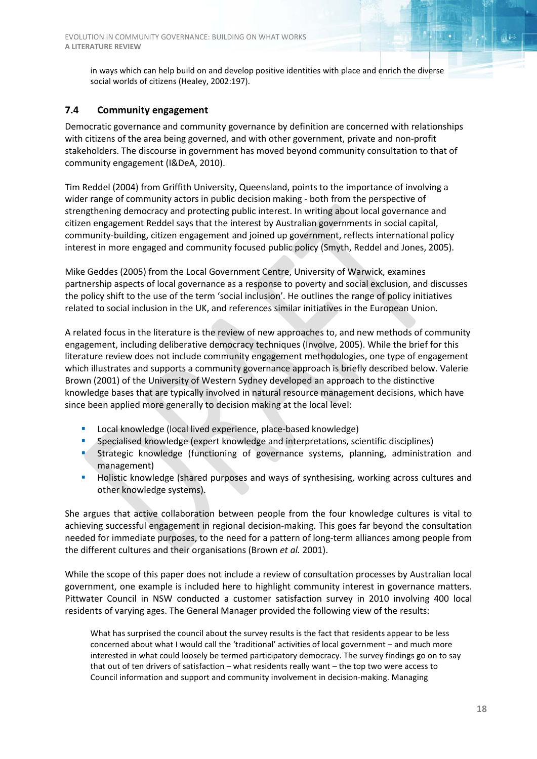> in ways which can help build on and develop positive identities with place and enrich the diverse social worlds of citizens (Healey, 2002:197).

### 7.4 Community engagement

Democratic governance and community governance by definition are concerned with relationships with citizens of the area being governed, and with other government, private and non-profit stakeholders. The discourse in government has moved beyond community consultation to that of community engagement (I&DeA, 2010).

Tim Reddel (2004) from Griffith University, Queensland, points to the importance of involving a wider range of community actors in public decision making - both from the perspective of strengthening democracy and protecting public interest. In writing about local governance and citizen engagement Reddel says that the interest by Australian governments in social capital, community-building, citizen engagement and joined up government, reflects international policy interest in more engaged and community focused public policy (Smyth, Reddel and Jones, 2005).

Mike Geddes (2005) from the Local Government Centre, University of Warwick, examines partnership aspects of local governance as a response to poverty and social exclusion, and discusses the policy shift to the use of the term 'social inclusion'. He outlines the range of policy initiatives related to social inclusion in the UK, and references similar initiatives in the European Union.

A related focus in the literature is the review of new approaches to, and new methods of community engagement, including deliberative democracy techniques (Involve, 2005). While the brief for this literature review does not include community engagement methodologies, one type of engagement which illustrates and supports a community governance approach is briefly described below. Valerie Brown (2001) of the University of Western Sydney developed an approach to the distinctive knowledge bases that are typically involved in natural resource management decisions, which have since been applied more generally to decision making at the local level:

- Local knowledge (local lived experience, place-based knowledge)
- Specialised knowledge (expert knowledge and interpretations, scientific disciplines)
- Strategic knowledge (functioning of governance systems, planning, administration and management)
- Holistic knowledge (shared purposes and ways of synthesising, working across cultures and other knowledge systems).

She argues that active collaboration between people from the four knowledge cultures is vital to achieving successful engagement in regional decision-making. This goes far beyond the consultation needed for immediate purposes, to the need for a pattern of long-term alliances among people from the different cultures and their organisations (Brown *et al.* 2001).

While the scope of this paper does not include a review of consultation processes by Australian local government, one example is included here to highlight community interest in governance matters. Pittwater Council in NSW conducted a customer satisfaction survey in 2010 involving 400 local residents of varying ages. The General Manager provided the following view of the results:

> What has surprised the council about the survey results is the fact that residents appear to be less concerned about what I would call the 'traditional' activities of local government – and much more interested in what could loosely be termed participatory democracy. The survey findings go on to say that out of ten drivers of satisfaction – what residents really want – the top two were access to Council information and support and community involvement in decision-making. Managing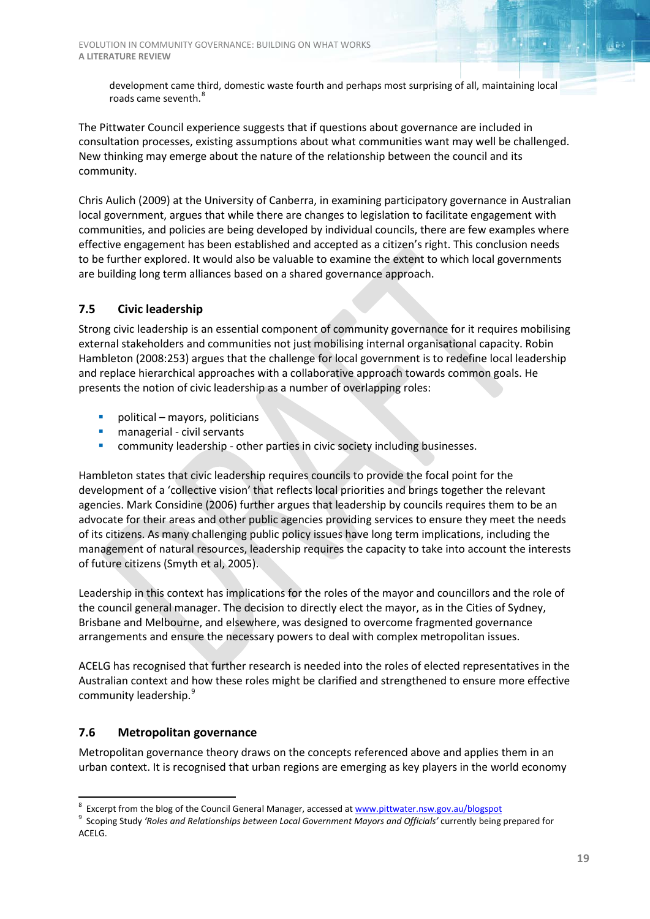development came third, domestic waste fourth and perhaps most surprising of all, maintaining local roads came seventh.[8]

The Pittwater Council experience suggests that if questions about governance are included in consultation processes, existing assumptions about what communities want may well be challenged. New thinking may emerge about the nature of the relationship between the council and its community.

Chris Aulich (2009) at the University of Canberra, in examining participatory governance in Australian local government, argues that while there are changes to legislation to facilitate engagement with communities, and policies are being developed by individual councils, there are few examples where effective engagement has been established and accepted as a citizen's right. This conclusion needs to be further explored. It would also be valuable to examine the extent to which local governments are building long term alliances based on a shared governance approach.

## 7.5 Civic leadership

Strong civic leadership is an essential component of community governance for it requires mobilising external stakeholders and communities not just mobilising internal organisational capacity. Robin Hambleton (2008:253) argues that the challenge for local government is to redefine local leadership and replace hierarchical approaches with a collaborative approach towards common goals. He presents the notion of civic leadership as a number of overlapping roles:

- political – mayors, politicians
- managerial - civil servants
- community leadership - other parties in civic society including businesses.

Hambleton states that civic leadership requires councils to provide the focal point for the development of a 'collective vision' that reflects local priorities and brings together the relevant agencies. Mark Considine (2006) further argues that leadership by councils requires them to be an advocate for their areas and other public agencies providing services to ensure they meet the needs of its citizens. As many challenging public policy issues have long term implications, including the management of natural resources, leadership requires the capacity to take into account the interests of future citizens (Smyth et al, 2005).

Leadership in this context has implications for the roles of the mayor and councillors and the role of the council general manager. The decision to directly elect the mayor, as in the Cities of Sydney, Brisbane and Melbourne, and elsewhere, was designed to overcome fragmented governance arrangements and ensure the necessary powers to deal with complex metropolitan issues.

ACELG has recognised that further research is needed into the roles of elected representatives in the Australian context and how these roles might be clarified and strengthened to ensure more effective community leadership.[9]

## 7.6 Metropolitan governance

Metropolitan governance theory draws on the concepts referenced above and applies them in an urban context. It is recognised that urban regions are emerging as key players in the world economy

---

[8] Excerpt from the blog of the Council General Manager, accessed at www.pittwater.nsw.gov.au/blogspot

[9] Scoping Study *'Roles and Relationships between Local Government Mayors and Officials'* currently being prepared for ACELG.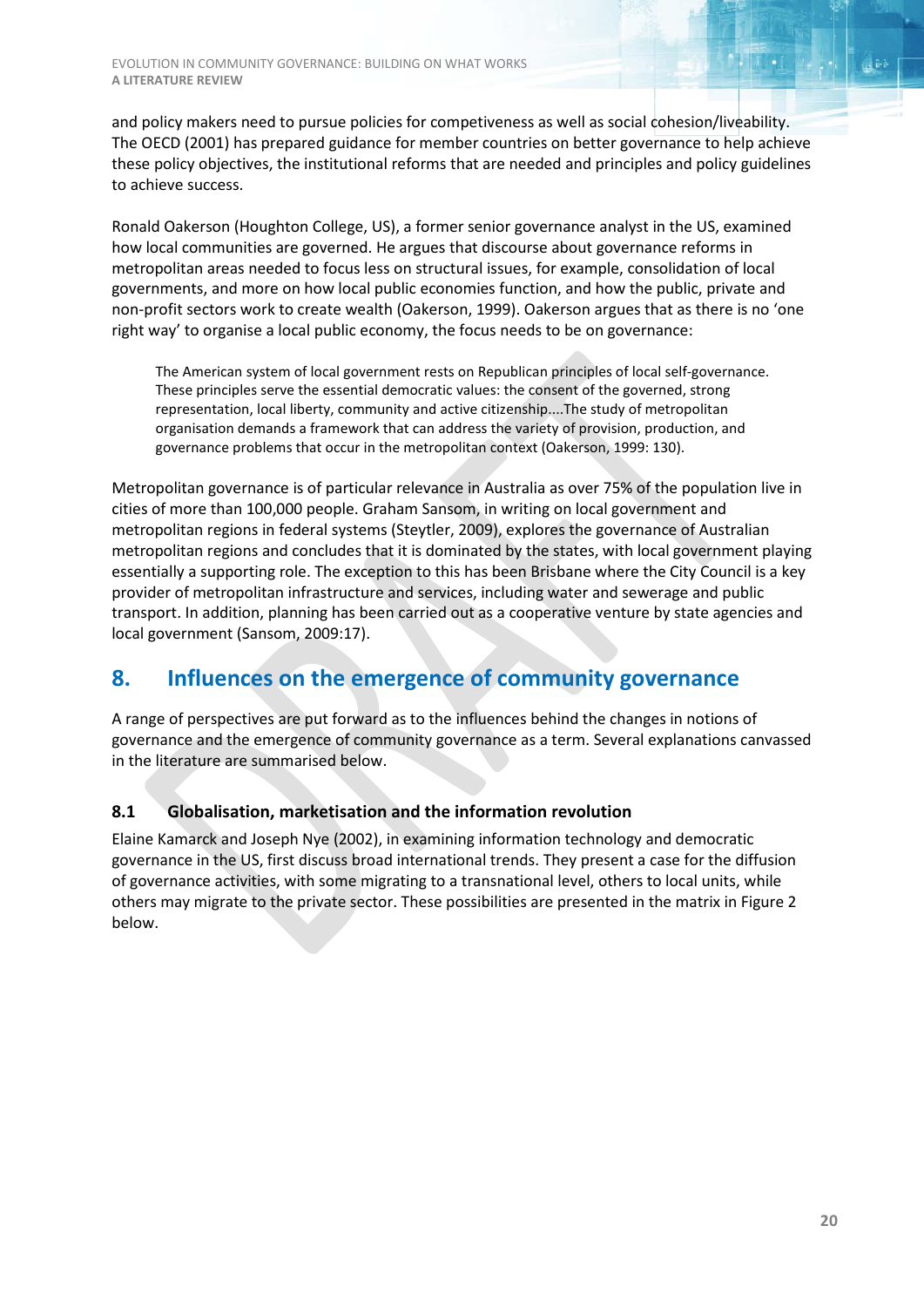and policy makers need to pursue policies for competiveness as well as social cohesion/liveability. The OECD (2001) has prepared guidance for member countries on better governance to help achieve these policy objectives, the institutional reforms that are needed and principles and policy guidelines to achieve success.

Ronald Oakerson (Houghton College, US), a former senior governance analyst in the US, examined how local communities are governed. He argues that discourse about governance reforms in metropolitan areas needed to focus less on structural issues, for example, consolidation of local governments, and more on how local public economies function, and how the public, private and non-profit sectors work to create wealth (Oakerson, 1999). Oakerson argues that as there is no 'one right way' to organise a local public economy, the focus needs to be on governance:

> The American system of local government rests on Republican principles of local self-governance. These principles serve the essential democratic values: the consent of the governed, strong representation, local liberty, community and active citizenship....The study of metropolitan organisation demands a framework that can address the variety of provision, production, and governance problems that occur in the metropolitan context (Oakerson, 1999: 130).

Metropolitan governance is of particular relevance in Australia as over 75% of the population live in cities of more than 100,000 people. Graham Sansom, in writing on local government and metropolitan regions in federal systems (Steytler, 2009), explores the governance of Australian metropolitan regions and concludes that it is dominated by the states, with local government playing essentially a supporting role. The exception to this has been Brisbane where the City Council is a key provider of metropolitan infrastructure and services, including water and sewerage and public transport. In addition, planning has been carried out as a cooperative venture by state agencies and local government (Sansom, 2009:17).

## 8. Influences on the emergence of community governance

A range of perspectives are put forward as to the influences behind the changes in notions of governance and the emergence of community governance as a term. Several explanations canvassed in the literature are summarised below.

### 8.1 Globalisation, marketisation and the information revolution

Elaine Kamarck and Joseph Nye (2002), in examining information technology and democratic governance in the US, first discuss broad international trends. They present a case for the diffusion of governance activities, with some migrating to a transnational level, others to local units, while others may migrate to the private sector. These possibilities are presented in the matrix in Figure 2 below.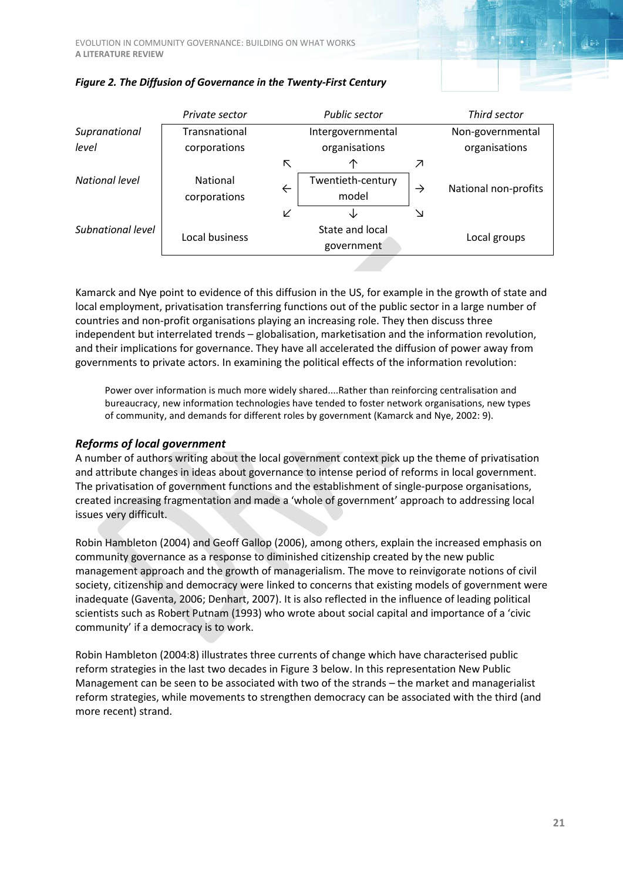*Figure 2. The Diffusion of Governance in the Twenty-First Century*

| | *Private sector* | | *Public sector* | | *Third sector* |
|---|---|---|---|---|---|
| *Supranational level* | Transnational corporations | | Intergovernmental organisations | | Non-governmental organisations |
| | | ↖ | ↑ | ↗ | |
| *National level* | National corporations | ← | Twentieth-century model | → | National non-profits |
| | | ↙ | ↓ | ↘ | |
| *Subnational level* | Local business | | State and local government | | Local groups |

Kamarck and Nye point to evidence of this diffusion in the US, for example in the growth of state and local employment, privatisation transferring functions out of the public sector in a large number of countries and non-profit organisations playing an increasing role. They then discuss three independent but interrelated trends – globalisation, marketisation and the information revolution, and their implications for governance. They have all accelerated the diffusion of power away from governments to private actors. In examining the political effects of the information revolution:

> Power over information is much more widely shared....Rather than reinforcing centralisation and bureaucracy, new information technologies have tended to foster network organisations, new types of community, and demands for different roles by government (Kamarck and Nye, 2002: 9).

### *Reforms of local government*

A number of authors writing about the local government context pick up the theme of privatisation and attribute changes in ideas about governance to intense period of reforms in local government. The privatisation of government functions and the establishment of single-purpose organisations, created increasing fragmentation and made a 'whole of government' approach to addressing local issues very difficult.

Robin Hambleton (2004) and Geoff Gallop (2006), among others, explain the increased emphasis on community governance as a response to diminished citizenship created by the new public management approach and the growth of managerialism. The move to reinvigorate notions of civil society, citizenship and democracy were linked to concerns that existing models of government were inadequate (Gaventa, 2006; Denhart, 2007). It is also reflected in the influence of leading political scientists such as Robert Putnam (1993) who wrote about social capital and importance of a 'civic community' if a democracy is to work.

Robin Hambleton (2004:8) illustrates three currents of change which have characterised public reform strategies in the last two decades in Figure 3 below. In this representation New Public Management can be seen to be associated with two of the strands – the market and managerialist reform strategies, while movements to strengthen democracy can be associated with the third (and more recent) strand.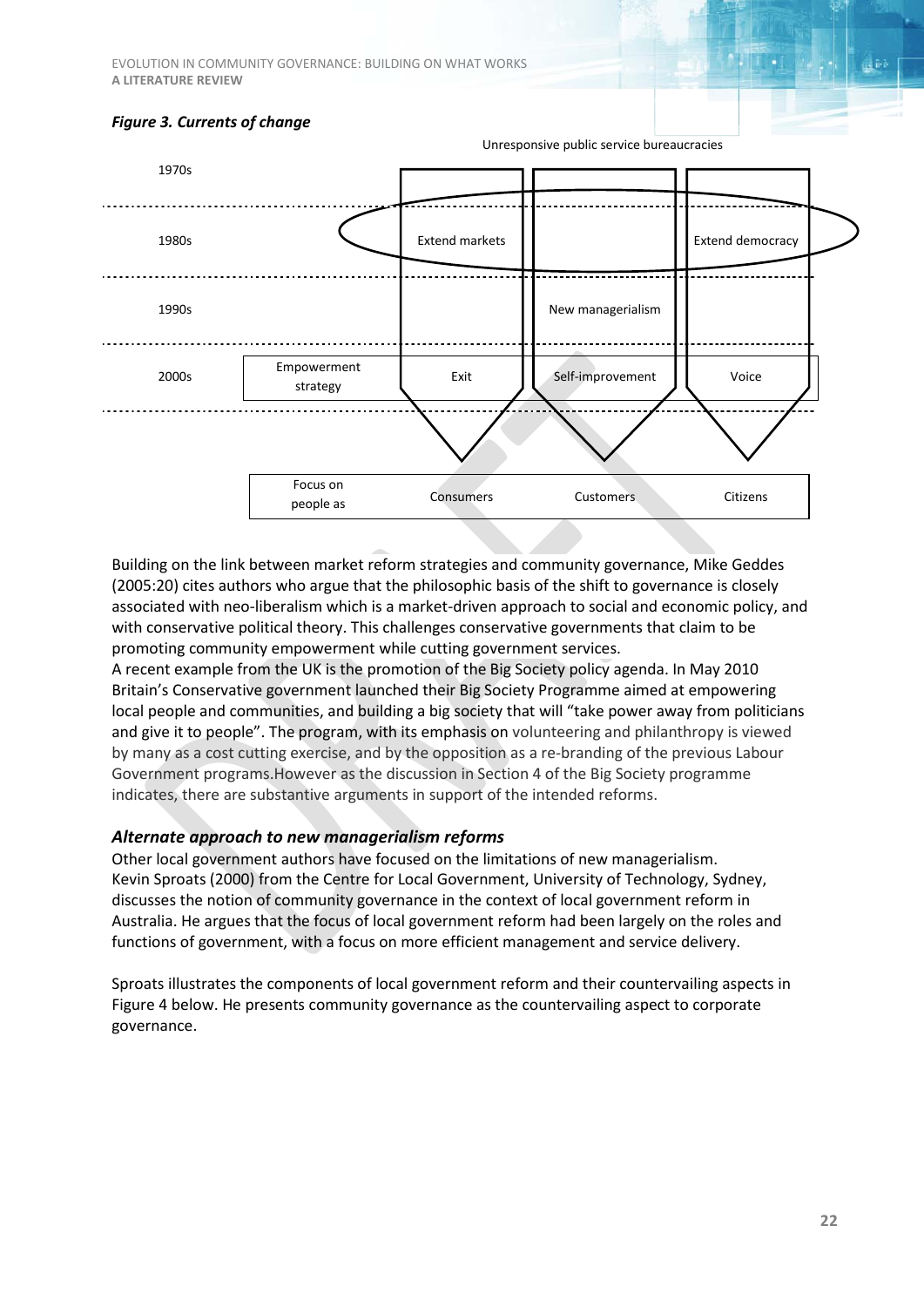*Figure 3. Currents of change*

| | | Unresponsive public service bureaucracies | | |
|---|---|---|---|---|
| 1970s | | | | |
| 1980s | | Extend markets | | Extend democracy |
| 1990s | | | New managerialism | |
| 2000s | Empowerment strategy | Exit | Self-improvement | Voice |
| | Focus on people as | Consumers | Customers | Citizens |

Building on the link between market reform strategies and community governance, Mike Geddes (2005:20) cites authors who argue that the philosophic basis of the shift to governance is closely associated with neo-liberalism which is a market-driven approach to social and economic policy, and with conservative political theory. This challenges conservative governments that claim to be promoting community empowerment while cutting government services.

A recent example from the UK is the promotion of the Big Society policy agenda. In May 2010 Britain's Conservative government launched their Big Society Programme aimed at empowering local people and communities, and building a big society that will "take power away from politicians and give it to people". The program, with its emphasis on volunteering and philanthropy is viewed by many as a cost cutting exercise, and by the opposition as a re-branding of the previous Labour Government programs.However as the discussion in Section 4 of the Big Society programme indicates, there are substantive arguments in support of the intended reforms.

### *Alternate approach to new managerialism reforms*

Other local government authors have focused on the limitations of new managerialism. Kevin Sproats (2000) from the Centre for Local Government, University of Technology, Sydney, discusses the notion of community governance in the context of local government reform in Australia. He argues that the focus of local government reform had been largely on the roles and functions of government, with a focus on more efficient management and service delivery.

Sproats illustrates the components of local government reform and their countervailing aspects in Figure 4 below. He presents community governance as the countervailing aspect to corporate governance.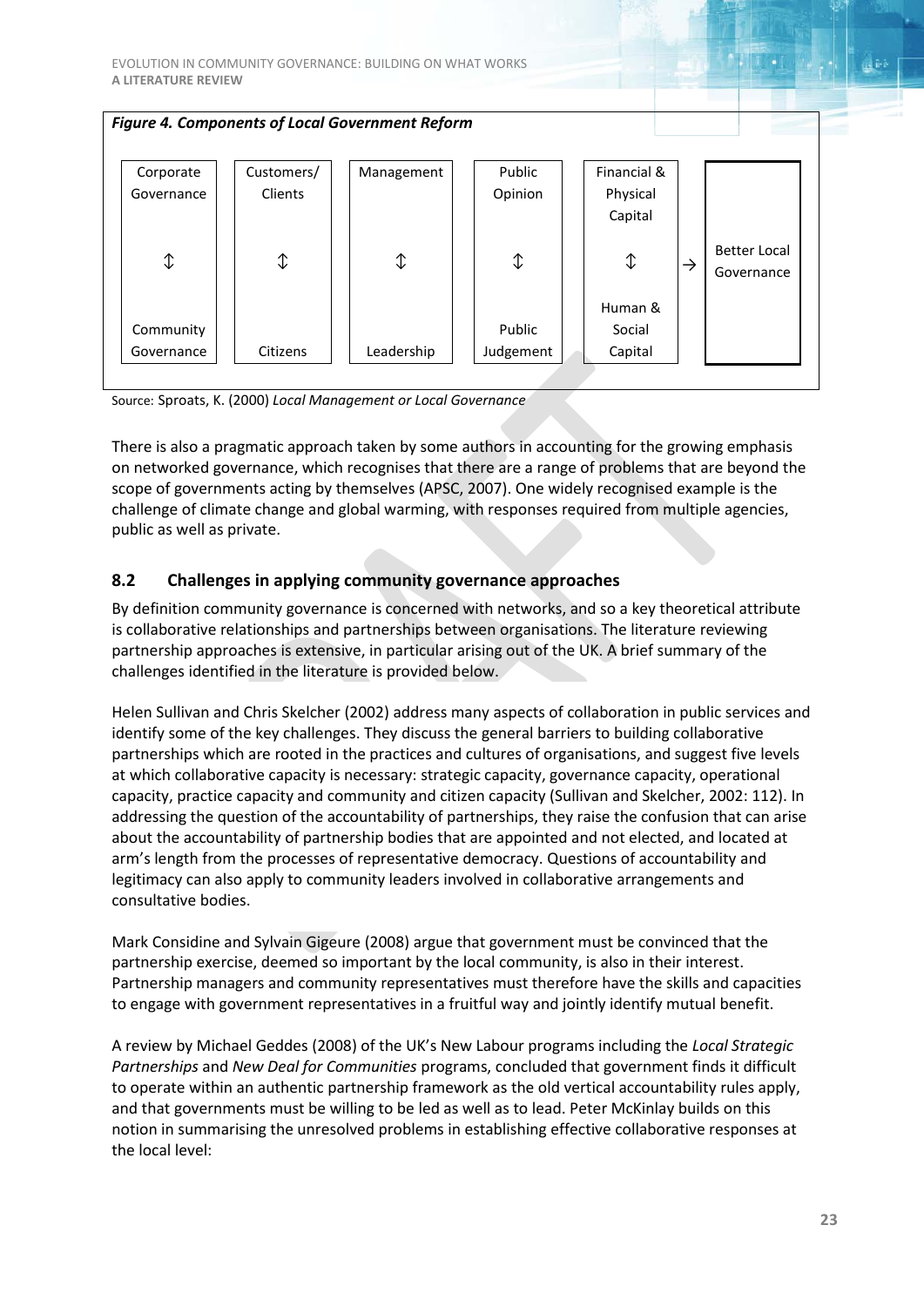**Figure 4. Components of Local Government Reform**

| Corporate Governance | Customers/ Clients | Management | Public Opinion | Financial & Physical Capital | | |
|---|---|---|---|---|---|---|
| ↕ | ↕ | ↕ | ↕ | ↕ | → | Better Local Governance |
| Community Governance | Citizens | Leadership | Public Judgement | Human & Social Capital | | |

Source: Sproats, K. (2000) *Local Management or Local Governance*

There is also a pragmatic approach taken by some authors in accounting for the growing emphasis on networked governance, which recognises that there are a range of problems that are beyond the scope of governments acting by themselves (APSC, 2007). One widely recognised example is the challenge of climate change and global warming, with responses required from multiple agencies, public as well as private.

## 8.2 Challenges in applying community governance approaches

By definition community governance is concerned with networks, and so a key theoretical attribute is collaborative relationships and partnerships between organisations. The literature reviewing partnership approaches is extensive, in particular arising out of the UK. A brief summary of the challenges identified in the literature is provided below.

Helen Sullivan and Chris Skelcher (2002) address many aspects of collaboration in public services and identify some of the key challenges. They discuss the general barriers to building collaborative partnerships which are rooted in the practices and cultures of organisations, and suggest five levels at which collaborative capacity is necessary: strategic capacity, governance capacity, operational capacity, practice capacity and community and citizen capacity (Sullivan and Skelcher, 2002: 112). In addressing the question of the accountability of partnerships, they raise the confusion that can arise about the accountability of partnership bodies that are appointed and not elected, and located at arm's length from the processes of representative democracy. Questions of accountability and legitimacy can also apply to community leaders involved in collaborative arrangements and consultative bodies.

Mark Considine and Sylvain Gigeure (2008) argue that government must be convinced that the partnership exercise, deemed so important by the local community, is also in their interest. Partnership managers and community representatives must therefore have the skills and capacities to engage with government representatives in a fruitful way and jointly identify mutual benefit.

A review by Michael Geddes (2008) of the UK's New Labour programs including the *Local Strategic Partnerships* and *New Deal for Communities* programs, concluded that government finds it difficult to operate within an authentic partnership framework as the old vertical accountability rules apply, and that governments must be willing to be led as well as to lead. Peter McKinlay builds on this notion in summarising the unresolved problems in establishing effective collaborative responses at the local level: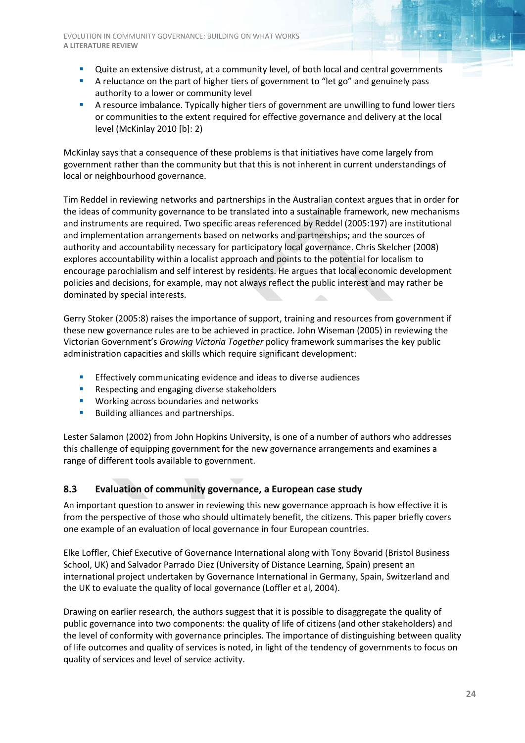- Quite an extensive distrust, at a community level, of both local and central governments
- A reluctance on the part of higher tiers of government to "let go" and genuinely pass authority to a lower or community level
- A resource imbalance. Typically higher tiers of government are unwilling to fund lower tiers or communities to the extent required for effective governance and delivery at the local level (McKinlay 2010 [b]: 2)

McKinlay says that a consequence of these problems is that initiatives have come largely from government rather than the community but that this is not inherent in current understandings of local or neighbourhood governance.

Tim Reddel in reviewing networks and partnerships in the Australian context argues that in order for the ideas of community governance to be translated into a sustainable framework, new mechanisms and instruments are required. Two specific areas referenced by Reddel (2005:197) are institutional and implementation arrangements based on networks and partnerships; and the sources of authority and accountability necessary for participatory local governance. Chris Skelcher (2008) explores accountability within a localist approach and points to the potential for localism to encourage parochialism and self interest by residents. He argues that local economic development policies and decisions, for example, may not always reflect the public interest and may rather be dominated by special interests.

Gerry Stoker (2005:8) raises the importance of support, training and resources from government if these new governance rules are to be achieved in practice. John Wiseman (2005) in reviewing the Victorian Government's *Growing Victoria Together* policy framework summarises the key public administration capacities and skills which require significant development:

- Effectively communicating evidence and ideas to diverse audiences
- Respecting and engaging diverse stakeholders
- Working across boundaries and networks
- Building alliances and partnerships.

Lester Salamon (2002) from John Hopkins University, is one of a number of authors who addresses this challenge of equipping government for the new governance arrangements and examines a range of different tools available to government.

### 8.3 Evaluation of community governance, a European case study

An important question to answer in reviewing this new governance approach is how effective it is from the perspective of those who should ultimately benefit, the citizens. This paper briefly covers one example of an evaluation of local governance in four European countries.

Elke Loffler, Chief Executive of Governance International along with Tony Bovarid (Bristol Business School, UK) and Salvador Parrado Diez (University of Distance Learning, Spain) present an international project undertaken by Governance International in Germany, Spain, Switzerland and the UK to evaluate the quality of local governance (Loffler et al, 2004).

Drawing on earlier research, the authors suggest that it is possible to disaggregate the quality of public governance into two components: the quality of life of citizens (and other stakeholders) and the level of conformity with governance principles. The importance of distinguishing between quality of life outcomes and quality of services is noted, in light of the tendency of governments to focus on quality of services and level of service activity.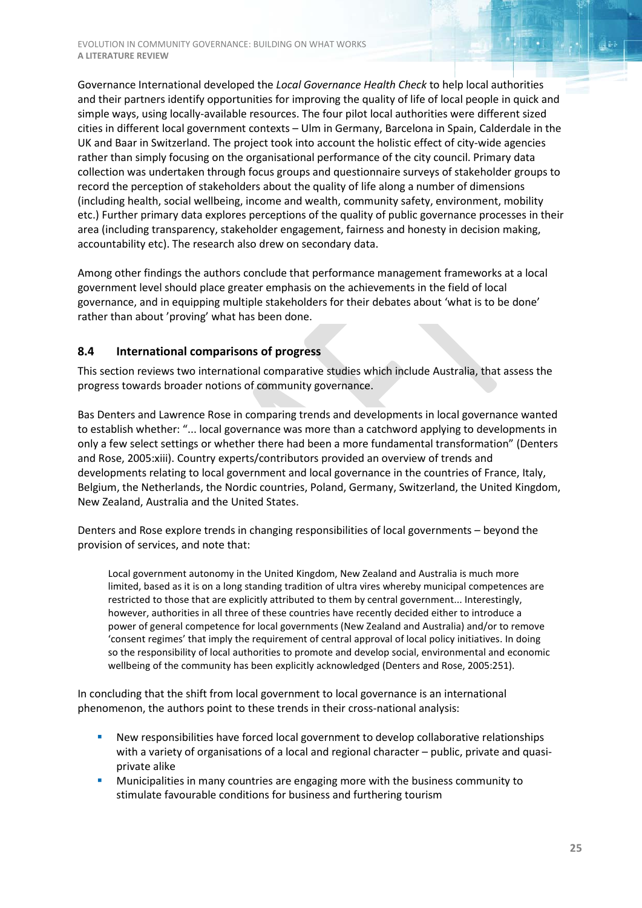Governance International developed the *Local Governance Health Check* to help local authorities and their partners identify opportunities for improving the quality of life of local people in quick and simple ways, using locally-available resources. The four pilot local authorities were different sized cities in different local government contexts – Ulm in Germany, Barcelona in Spain, Calderdale in the UK and Baar in Switzerland. The project took into account the holistic effect of city-wide agencies rather than simply focusing on the organisational performance of the city council. Primary data collection was undertaken through focus groups and questionnaire surveys of stakeholder groups to record the perception of stakeholders about the quality of life along a number of dimensions (including health, social wellbeing, income and wealth, community safety, environment, mobility etc.) Further primary data explores perceptions of the quality of public governance processes in their area (including transparency, stakeholder engagement, fairness and honesty in decision making, accountability etc). The research also drew on secondary data.

Among other findings the authors conclude that performance management frameworks at a local government level should place greater emphasis on the achievements in the field of local governance, and in equipping multiple stakeholders for their debates about 'what is to be done' rather than about 'proving' what has been done.

### 8.4 International comparisons of progress

This section reviews two international comparative studies which include Australia, that assess the progress towards broader notions of community governance.

Bas Denters and Lawrence Rose in comparing trends and developments in local governance wanted to establish whether: "... local governance was more than a catchword applying to developments in only a few select settings or whether there had been a more fundamental transformation" (Denters and Rose, 2005:xiii). Country experts/contributors provided an overview of trends and developments relating to local government and local governance in the countries of France, Italy, Belgium, the Netherlands, the Nordic countries, Poland, Germany, Switzerland, the United Kingdom, New Zealand, Australia and the United States.

Denters and Rose explore trends in changing responsibilities of local governments – beyond the provision of services, and note that:

> Local government autonomy in the United Kingdom, New Zealand and Australia is much more limited, based as it is on a long standing tradition of ultra vires whereby municipal competences are restricted to those that are explicitly attributed to them by central government... Interestingly, however, authorities in all three of these countries have recently decided either to introduce a power of general competence for local governments (New Zealand and Australia) and/or to remove 'consent regimes' that imply the requirement of central approval of local policy initiatives. In doing so the responsibility of local authorities to promote and develop social, environmental and economic wellbeing of the community has been explicitly acknowledged (Denters and Rose, 2005:251).

In concluding that the shift from local government to local governance is an international phenomenon, the authors point to these trends in their cross-national analysis:

- New responsibilities have forced local government to develop collaborative relationships with a variety of organisations of a local and regional character – public, private and quasi-private alike
- Municipalities in many countries are engaging more with the business community to stimulate favourable conditions for business and furthering tourism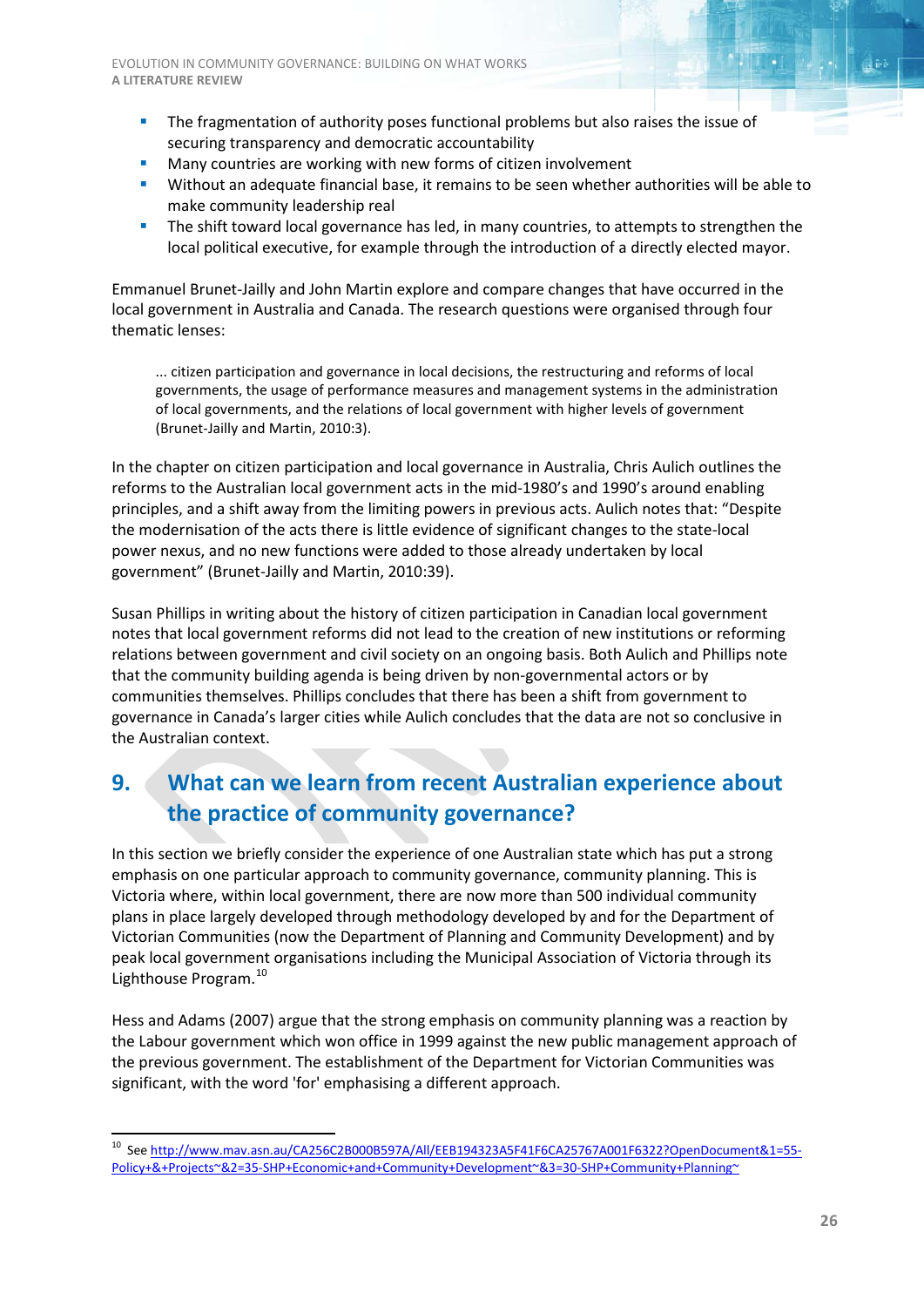- The fragmentation of authority poses functional problems but also raises the issue of securing transparency and democratic accountability
- Many countries are working with new forms of citizen involvement
- Without an adequate financial base, it remains to be seen whether authorities will be able to make community leadership real
- The shift toward local governance has led, in many countries, to attempts to strengthen the local political executive, for example through the introduction of a directly elected mayor.

Emmanuel Brunet-Jailly and John Martin explore and compare changes that have occurred in the local government in Australia and Canada. The research questions were organised through four thematic lenses:

> ... citizen participation and governance in local decisions, the restructuring and reforms of local governments, the usage of performance measures and management systems in the administration of local governments, and the relations of local government with higher levels of government (Brunet-Jailly and Martin, 2010:3).

In the chapter on citizen participation and local governance in Australia, Chris Aulich outlines the reforms to the Australian local government acts in the mid-1980's and 1990's around enabling principles, and a shift away from the limiting powers in previous acts. Aulich notes that: "Despite the modernisation of the acts there is little evidence of significant changes to the state-local power nexus, and no new functions were added to those already undertaken by local government" (Brunet-Jailly and Martin, 2010:39).

Susan Phillips in writing about the history of citizen participation in Canadian local government notes that local government reforms did not lead to the creation of new institutions or reforming relations between government and civil society on an ongoing basis. Both Aulich and Phillips note that the community building agenda is being driven by non-governmental actors or by communities themselves. Phillips concludes that there has been a shift from government to governance in Canada's larger cities while Aulich concludes that the data are not so conclusive in the Australian context.

## 9. What can we learn from recent Australian experience about the practice of community governance?

In this section we briefly consider the experience of one Australian state which has put a strong emphasis on one particular approach to community governance, community planning. This is Victoria where, within local government, there are now more than 500 individual community plans in place largely developed through methodology developed by and for the Department of Victorian Communities (now the Department of Planning and Community Development) and by peak local government organisations including the Municipal Association of Victoria through its Lighthouse Program.[10]

Hess and Adams (2007) argue that the strong emphasis on community planning was a reaction by the Labour government which won office in 1999 against the new public management approach of the previous government. The establishment of the Department for Victorian Communities was significant, with the word 'for' emphasising a different approach.

---

[10] See http://www.mav.asn.au/CA256C2B000B597A/All/EEB194323A5F41F6CA25767A001F6322?OpenDocument&1=55-Policy+&+Projects~&2=35-SHP+Economic+and+Community+Development~&3=30-SHP+Community+Planning~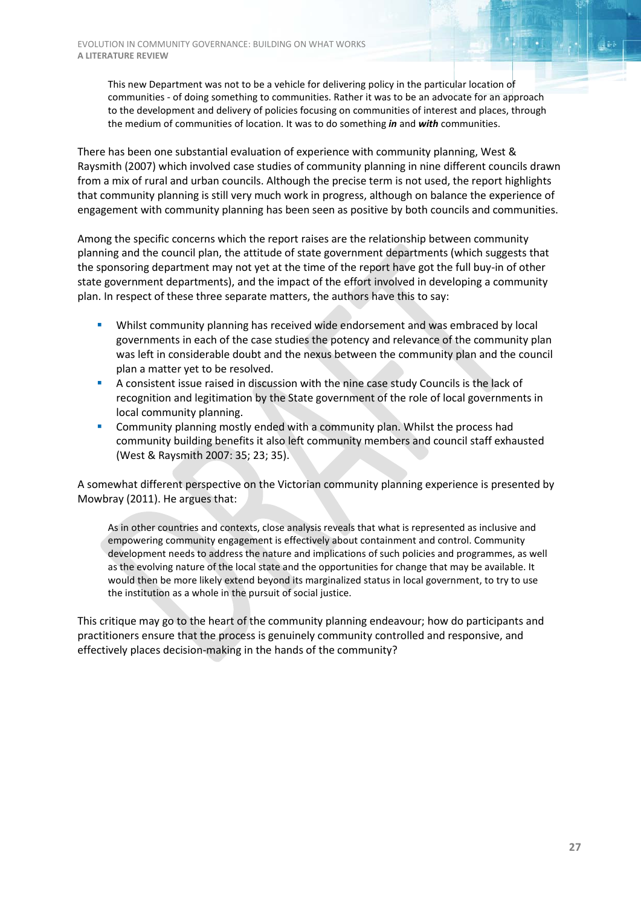> This new Department was not to be a vehicle for delivering policy in the particular location of communities - of doing something to communities. Rather it was to be an advocate for an approach to the development and delivery of policies focusing on communities of interest and places, through the medium of communities of location. It was to do something ***in*** and ***with*** communities.

There has been one substantial evaluation of experience with community planning, West & Raysmith (2007) which involved case studies of community planning in nine different councils drawn from a mix of rural and urban councils. Although the precise term is not used, the report highlights that community planning is still very much work in progress, although on balance the experience of engagement with community planning has been seen as positive by both councils and communities.

Among the specific concerns which the report raises are the relationship between community planning and the council plan, the attitude of state government departments (which suggests that the sponsoring department may not yet at the time of the report have got the full buy-in of other state government departments), and the impact of the effort involved in developing a community plan. In respect of these three separate matters, the authors have this to say:

- Whilst community planning has received wide endorsement and was embraced by local governments in each of the case studies the potency and relevance of the community plan was left in considerable doubt and the nexus between the community plan and the council plan a matter yet to be resolved.
- A consistent issue raised in discussion with the nine case study Councils is the lack of recognition and legitimation by the State government of the role of local governments in local community planning.
- Community planning mostly ended with a community plan. Whilst the process had community building benefits it also left community members and council staff exhausted (West & Raysmith 2007: 35; 23; 35).

A somewhat different perspective on the Victorian community planning experience is presented by Mowbray (2011). He argues that:

> As in other countries and contexts, close analysis reveals that what is represented as inclusive and empowering community engagement is effectively about containment and control. Community development needs to address the nature and implications of such policies and programmes, as well as the evolving nature of the local state and the opportunities for change that may be available. It would then be more likely extend beyond its marginalized status in local government, to try to use the institution as a whole in the pursuit of social justice.

This critique may go to the heart of the community planning endeavour; how do participants and practitioners ensure that the process is genuinely community controlled and responsive, and effectively places decision-making in the hands of the community?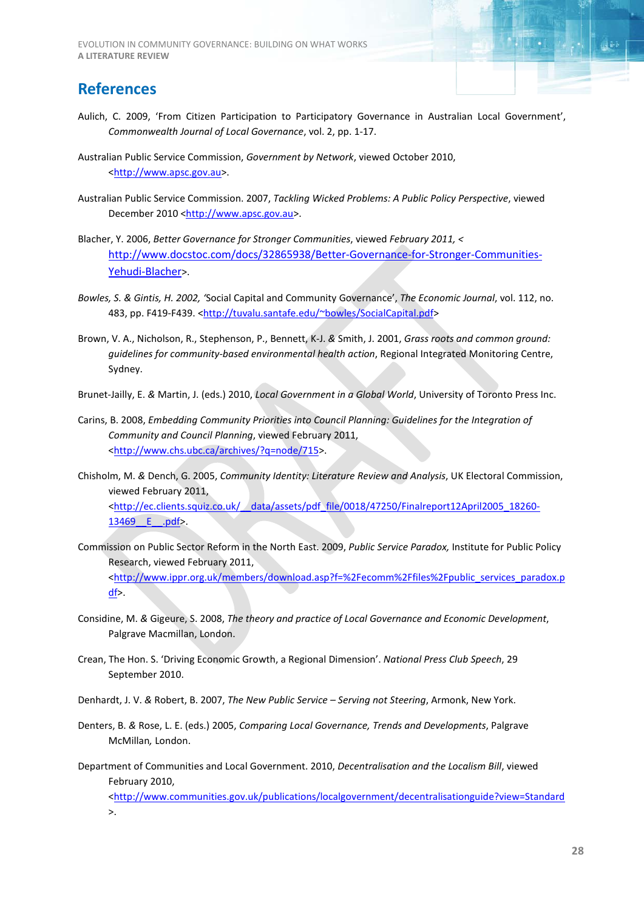## References

Aulich, C. 2009, 'From Citizen Participation to Participatory Governance in Australian Local Government', *Commonwealth Journal of Local Governance*, vol. 2, pp. 1-17.

Australian Public Service Commission, *Government by Network*, viewed October 2010, <http://www.apsc.gov.au>.

Australian Public Service Commission. 2007, *Tackling Wicked Problems: A Public Policy Perspective*, viewed December 2010 <http://www.apsc.gov.au>.

Blacher, Y. 2006, *Better Governance for Stronger Communities*, viewed *February 2011, <* http://www.docstoc.com/docs/32865938/Better-Governance-for-Stronger-Communities-Yehudi-Blacher>.

*Bowles, S. & Gintis, H. 2002, '*Social Capital and Community Governance', *The Economic Journal*, vol. 112, no. 483, pp. F419-F439. <http://tuvalu.santafe.edu/~bowles/SocialCapital.pdf>

Brown, V. A., Nicholson, R., Stephenson, P., Bennett, K-J. & Smith, J. 2001, *Grass roots and common ground: guidelines for community-based environmental health action*, Regional Integrated Monitoring Centre, Sydney.

Brunet-Jailly, E. & Martin, J. (eds.) 2010, *Local Government in a Global World*, University of Toronto Press Inc.

Carins, B. 2008, *Embedding Community Priorities into Council Planning: Guidelines for the Integration of Community and Council Planning*, viewed February 2011, <http://www.chs.ubc.ca/archives/?q=node/715>.

Chisholm, M. & Dench, G. 2005, *Community Identity: Literature Review and Analysis*, UK Electoral Commission, viewed February 2011, <http://ec.clients.squiz.co.uk/__data/assets/pdf_file/0018/47250/Finalreport12April2005_18260-13469__E__.pdf>.

Commission on Public Sector Reform in the North East. 2009, *Public Service Paradox,* Institute for Public Policy Research, viewed February 2011, <http://www.ippr.org.uk/members/download.asp?f=%2Fecomm%2Ffiles%2Fpublic_services_paradox.pdf>.

Considine, M. & Gigeure, S. 2008, *The theory and practice of Local Governance and Economic Development*, Palgrave Macmillan, London.

Crean, The Hon. S. 'Driving Economic Growth, a Regional Dimension'. *National Press Club Speech*, 29 September 2010.

Denhardt, J. V. & Robert, B. 2007, *The New Public Service – Serving not Steering*, Armonk, New York.

Denters, B. & Rose, L. E. (eds.) 2005, *Comparing Local Governance, Trends and Developments*, Palgrave McMillan*,* London.

Department of Communities and Local Government. 2010, *Decentralisation and the Localism Bill*, viewed February 2010, <http://www.communities.gov.uk/publications/localgovernment/decentralisationguide?view=Standard>.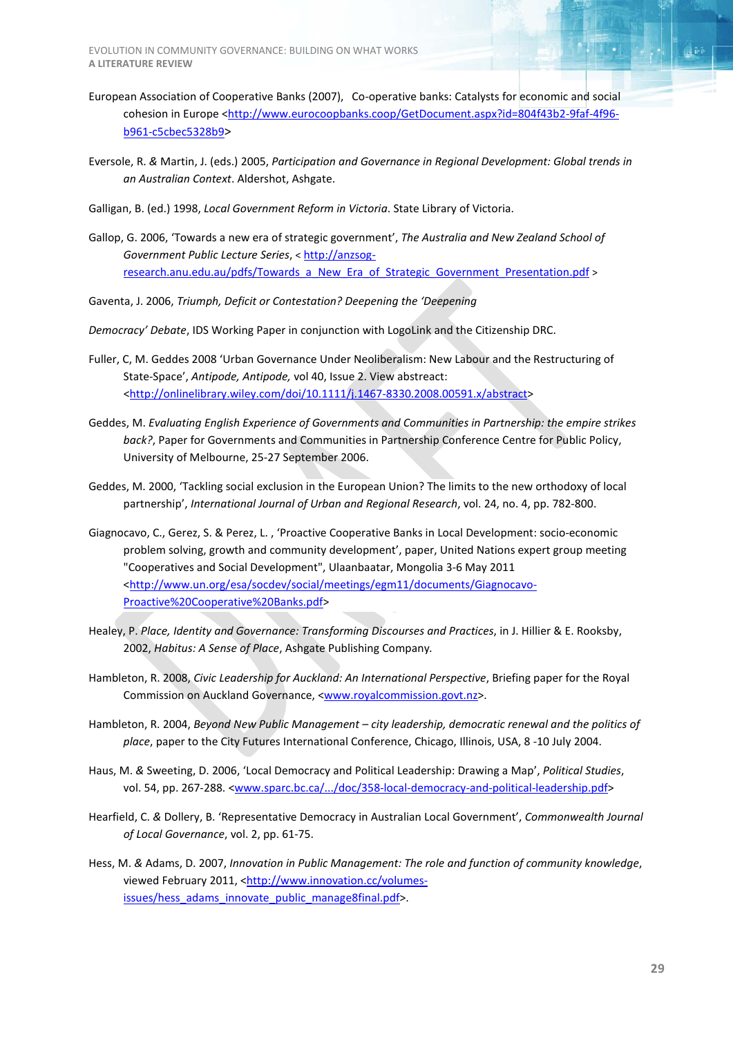European Association of Cooperative Banks (2007), Co-operative banks: Catalysts for economic and social cohesion in Europe <http://www.eurocoopbanks.coop/GetDocument.aspx?id=804f43b2-9faf-4f96-b961-c5cbec5328b9>

Eversole, R. & Martin, J. (eds.) 2005, *Participation and Governance in Regional Development: Global trends in an Australian Context*. Aldershot, Ashgate.

Galligan, B. (ed.) 1998, *Local Government Reform in Victoria*. State Library of Victoria.

Gallop, G. 2006, 'Towards a new era of strategic government', *The Australia and New Zealand School of Government Public Lecture Series*, < http://anzsog-research.anu.edu.au/pdfs/Towards_a_New_Era_of_Strategic_Government_Presentation.pdf >

Gaventa, J. 2006, *Triumph, Deficit or Contestation? Deepening the 'Deepening*

*Democracy' Debate*, IDS Working Paper in conjunction with LogoLink and the Citizenship DRC.

Fuller, C, M. Geddes 2008 'Urban Governance Under Neoliberalism: New Labour and the Restructuring of State-Space', *Antipode, Antipode,* vol 40, Issue 2. View abstract: <http://onlinelibrary.wiley.com/doi/10.1111/j.1467-8330.2008.00591.x/abstract>

Geddes, M. *Evaluating English Experience of Governments and Communities in Partnership: the empire strikes back?*, Paper for Governments and Communities in Partnership Conference Centre for Public Policy, University of Melbourne, 25-27 September 2006.

Geddes, M. 2000, 'Tackling social exclusion in the European Union? The limits to the new orthodoxy of local partnership', *International Journal of Urban and Regional Research*, vol. 24, no. 4, pp. 782-800.

Giagnocavo, C., Gerez, S. & Perez, L. , 'Proactive Cooperative Banks in Local Development: socio-economic problem solving, growth and community development', paper, United Nations expert group meeting "Cooperatives and Social Development", Ulaanbaatar, Mongolia 3-6 May 2011 <http://www.un.org/esa/socdev/social/meetings/egm11/documents/Giagnocavo-Proactive%20Cooperative%20Banks.pdf>

Healey, P. *Place, Identity and Governance: Transforming Discourses and Practices*, in J. Hillier & E. Rooksby, 2002, *Habitus: A Sense of Place*, Ashgate Publishing Company.

Hambleton, R. 2008, *Civic Leadership for Auckland: An International Perspective*, Briefing paper for the Royal Commission on Auckland Governance, <www.royalcommission.govt.nz>.

Hambleton, R. 2004, *Beyond New Public Management – city leadership, democratic renewal and the politics of place*, paper to the City Futures International Conference, Chicago, Illinois, USA, 8 -10 July 2004.

Haus, M. & Sweeting, D. 2006, 'Local Democracy and Political Leadership: Drawing a Map', *Political Studies*, vol. 54, pp. 267-288. <www.sparc.bc.ca/.../doc/358-local-democracy-and-political-leadership.pdf>

Hearfield, C. & Dollery, B. 'Representative Democracy in Australian Local Government', *Commonwealth Journal of Local Governance*, vol. 2, pp. 61-75.

Hess, M. & Adams, D. 2007, *Innovation in Public Management: The role and function of community knowledge*, viewed February 2011, <http://www.innovation.cc/volumes-issues/hess_adams_innovate_public_manage8final.pdf>.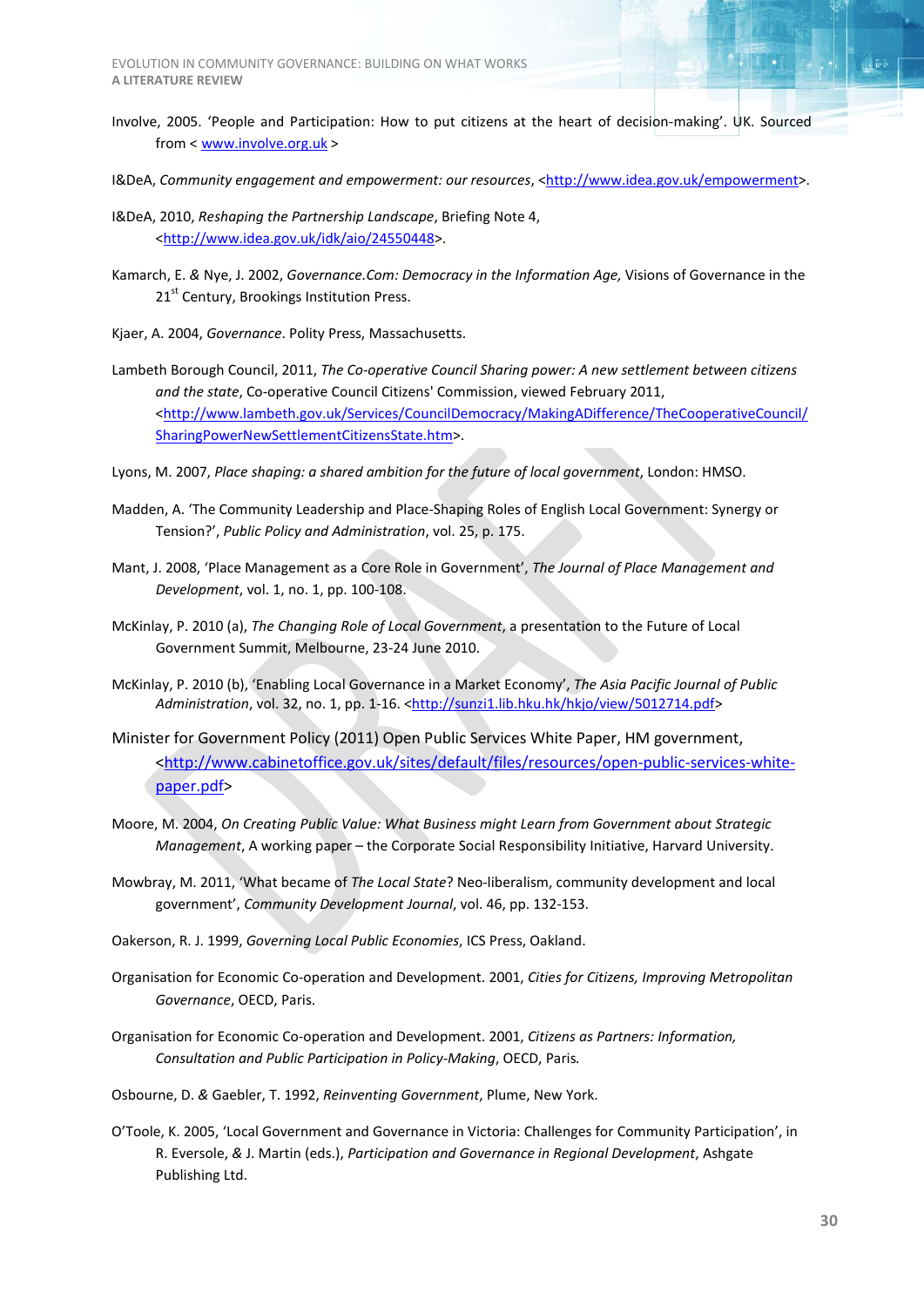Involve, 2005. 'People and Participation: How to put citizens at the heart of decision-making'. UK. Sourced from < www.involve.org.uk >

I&DeA, *Community engagement and empowerment: our resources*, <http://www.idea.gov.uk/empowerment>.

I&DeA, 2010, *Reshaping the Partnership Landscape*, Briefing Note 4, <http://www.idea.gov.uk/idk/aio/24550448>.

Kamarch, E. & Nye, J. 2002, *Governance.Com: Democracy in the Information Age,* Visions of Governance in the 21st Century, Brookings Institution Press.

Kjaer, A. 2004, *Governance*. Polity Press, Massachusetts.

Lambeth Borough Council, 2011, *The Co-operative Council Sharing power: A new settlement between citizens and the state*, Co-operative Council Citizens' Commission, viewed February 2011, <http://www.lambeth.gov.uk/Services/CouncilDemocracy/MakingADifference/TheCooperativeCouncil/SharingPowerNewSettlementCitizensState.htm>.

Lyons, M. 2007, *Place shaping: a shared ambition for the future of local government*, London: HMSO.

Madden, A. 'The Community Leadership and Place-Shaping Roles of English Local Government: Synergy or Tension?', *Public Policy and Administration*, vol. 25, p. 175.

Mant, J. 2008, 'Place Management as a Core Role in Government', *The Journal of Place Management and Development*, vol. 1, no. 1, pp. 100-108.

McKinlay, P. 2010 (a), *The Changing Role of Local Government*, a presentation to the Future of Local Government Summit, Melbourne, 23-24 June 2010.

McKinlay, P. 2010 (b), 'Enabling Local Governance in a Market Economy', *The Asia Pacific Journal of Public Administration*, vol. 32, no. 1, pp. 1-16. <http://sunzi1.lib.hku.hk/hkjo/view/5012714.pdf>

Minister for Government Policy (2011) Open Public Services White Paper, HM government, <http://www.cabinetoffice.gov.uk/sites/default/files/resources/open-public-services-white-paper.pdf>

Moore, M. 2004, *On Creating Public Value: What Business might Learn from Government about Strategic Management*, A working paper – the Corporate Social Responsibility Initiative, Harvard University.

Mowbray, M. 2011, 'What became of *The Local State*? Neo-liberalism, community development and local government', *Community Development Journal*, vol. 46, pp. 132-153.

Oakerson, R. J. 1999, *Governing Local Public Economies*, ICS Press, Oakland.

Organisation for Economic Co-operation and Development. 2001, *Cities for Citizens, Improving Metropolitan Governance*, OECD, Paris.

Organisation for Economic Co-operation and Development. 2001, *Citizens as Partners: Information, Consultation and Public Participation in Policy-Making*, OECD, Paris.

Osbourne, D. & Gaebler, T. 1992, *Reinventing Government*, Plume, New York.

O'Toole, K. 2005, 'Local Government and Governance in Victoria: Challenges for Community Participation', in R. Eversole, & J. Martin (eds.), *Participation and Governance in Regional Development*, Ashgate Publishing Ltd.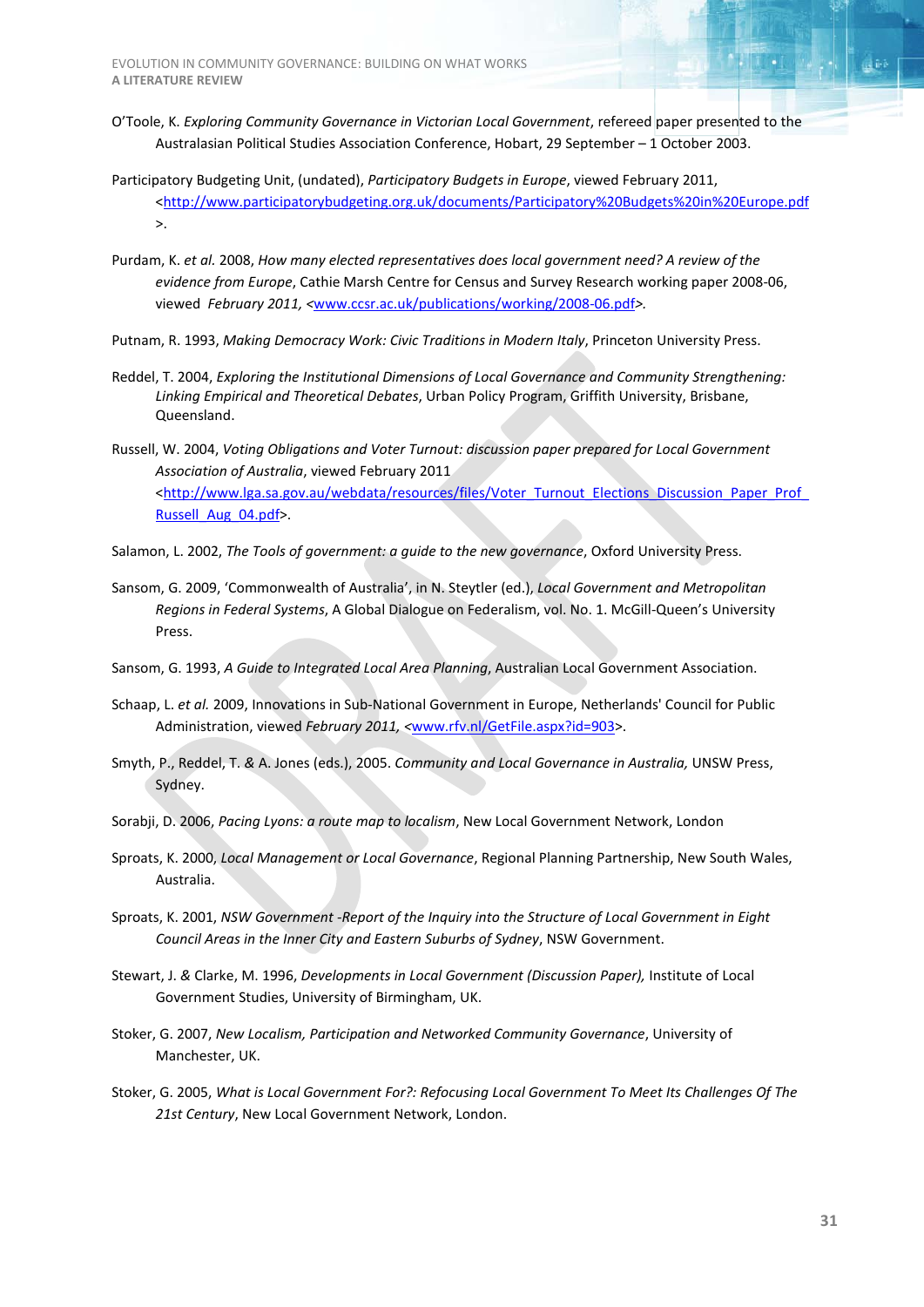O'Toole, K. *Exploring Community Governance in Victorian Local Government*, refereed paper presented to the Australasian Political Studies Association Conference, Hobart, 29 September – 1 October 2003.

Participatory Budgeting Unit, (undated), *Participatory Budgets in Europe*, viewed February 2011, <http://www.participatorybudgeting.org.uk/documents/Participatory%20Budgets%20in%20Europe.pdf>.

Purdam, K. *et al.* 2008, *How many elected representatives does local government need? A review of the evidence from Europe*, Cathie Marsh Centre for Census and Survey Research working paper 2008-06, viewed *February 2011, <*www.ccsr.ac.uk/publications/working/2008-06.pdf>.

Putnam, R. 1993, *Making Democracy Work: Civic Traditions in Modern Italy*, Princeton University Press.

Reddel, T. 2004, *Exploring the Institutional Dimensions of Local Governance and Community Strengthening: Linking Empirical and Theoretical Debates*, Urban Policy Program, Griffith University, Brisbane, Queensland.

Russell, W. 2004, *Voting Obligations and Voter Turnout: discussion paper prepared for Local Government Association of Australia*, viewed February 2011 <http://www.lga.sa.gov.au/webdata/resources/files/Voter_Turnout_Elections_Discussion_Paper_Prof_Russell_Aug_04.pdf>.

Salamon, L. 2002, *The Tools of government: a guide to the new governance*, Oxford University Press.

Sansom, G. 2009, 'Commonwealth of Australia', in N. Steytler (ed.), *Local Government and Metropolitan Regions in Federal Systems*, A Global Dialogue on Federalism, vol. No. 1. McGill-Queen's University Press.

Sansom, G. 1993, *A Guide to Integrated Local Area Planning*, Australian Local Government Association.

Schaap, L. *et al.* 2009, Innovations in Sub-National Government in Europe, Netherlands' Council for Public Administration, viewed *February 2011, <*www.rfv.nl/GetFile.aspx?id=903>.

Smyth, P., Reddel, T. & A. Jones (eds.), 2005. *Community and Local Governance in Australia,* UNSW Press, Sydney.

Sorabji, D. 2006, *Pacing Lyons: a route map to localism*, New Local Government Network, London

Sproats, K. 2000, *Local Management or Local Governance*, Regional Planning Partnership, New South Wales, Australia.

Sproats, K. 2001, *NSW Government -Report of the Inquiry into the Structure of Local Government in Eight Council Areas in the Inner City and Eastern Suburbs of Sydney*, NSW Government.

Stewart, J. & Clarke, M. 1996, *Developments in Local Government (Discussion Paper),* Institute of Local Government Studies, University of Birmingham, UK.

Stoker, G. 2007, *New Localism, Participation and Networked Community Governance*, University of Manchester, UK.

Stoker, G. 2005, *What is Local Government For?: Refocusing Local Government To Meet Its Challenges Of The 21st Century*, New Local Government Network, London.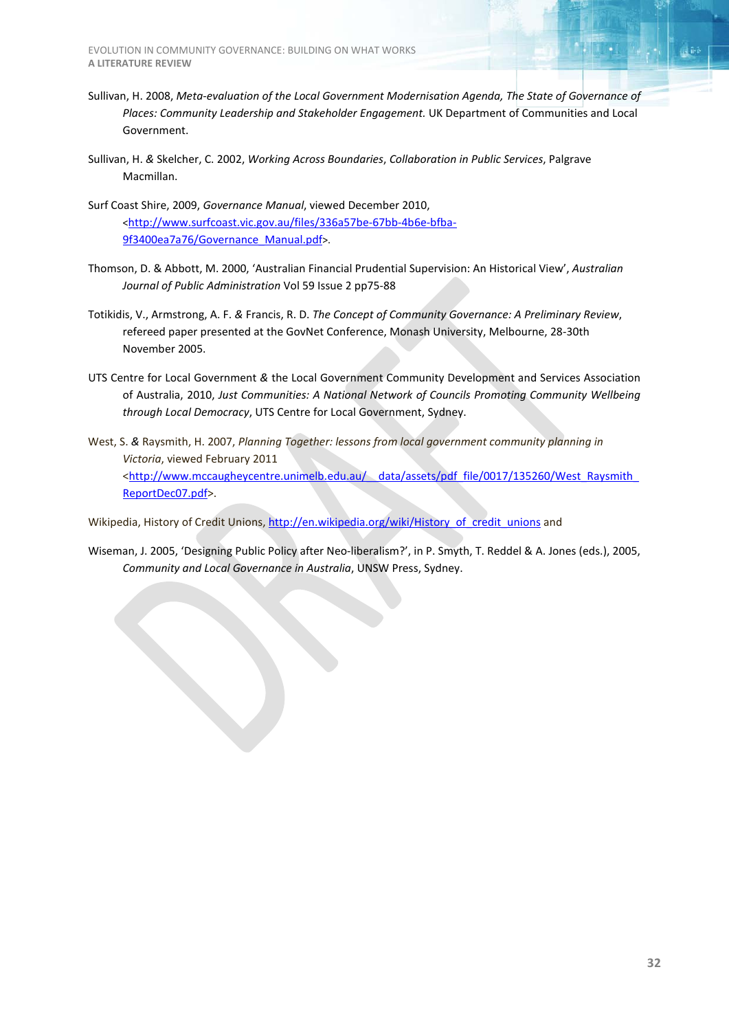Sullivan, H. 2008, *Meta-evaluation of the Local Government Modernisation Agenda, The State of Governance of Places: Community Leadership and Stakeholder Engagement.* UK Department of Communities and Local Government.

Sullivan, H. & Skelcher, C. 2002, *Working Across Boundaries*, *Collaboration in Public Services*, Palgrave Macmillan.

Surf Coast Shire, 2009, *Governance Manual*, viewed December 2010, <http://www.surfcoast.vic.gov.au/files/336a57be-67bb-4b6e-bfba-9f3400ea7a76/Governance_Manual.pdf>.

Thomson, D. & Abbott, M. 2000, 'Australian Financial Prudential Supervision: An Historical View', *Australian Journal of Public Administration* Vol 59 Issue 2 pp75-88

Totikidis, V., Armstrong, A. F. & Francis, R. D. *The Concept of Community Governance: A Preliminary Review*, refereed paper presented at the GovNet Conference, Monash University, Melbourne, 28-30th November 2005.

UTS Centre for Local Government & the Local Government Community Development and Services Association of Australia, 2010, *Just Communities: A National Network of Councils Promoting Community Wellbeing through Local Democracy*, UTS Centre for Local Government, Sydney.

West, S. & Raysmith, H. 2007, *Planning Together: lessons from local government community planning in Victoria*, viewed February 2011 <http://www.mccaugheycentre.unimelb.edu.au/__data/assets/pdf_file/0017/135260/West_Raysmith_ReportDec07.pdf>.

Wikipedia, History of Credit Unions, http://en.wikipedia.org/wiki/History_of_credit_unions and

Wiseman, J. 2005, 'Designing Public Policy after Neo-liberalism?', in P. Smyth, T. Reddel & A. Jones (eds.), 2005, *Community and Local Governance in Australia*, UNSW Press, Sydney.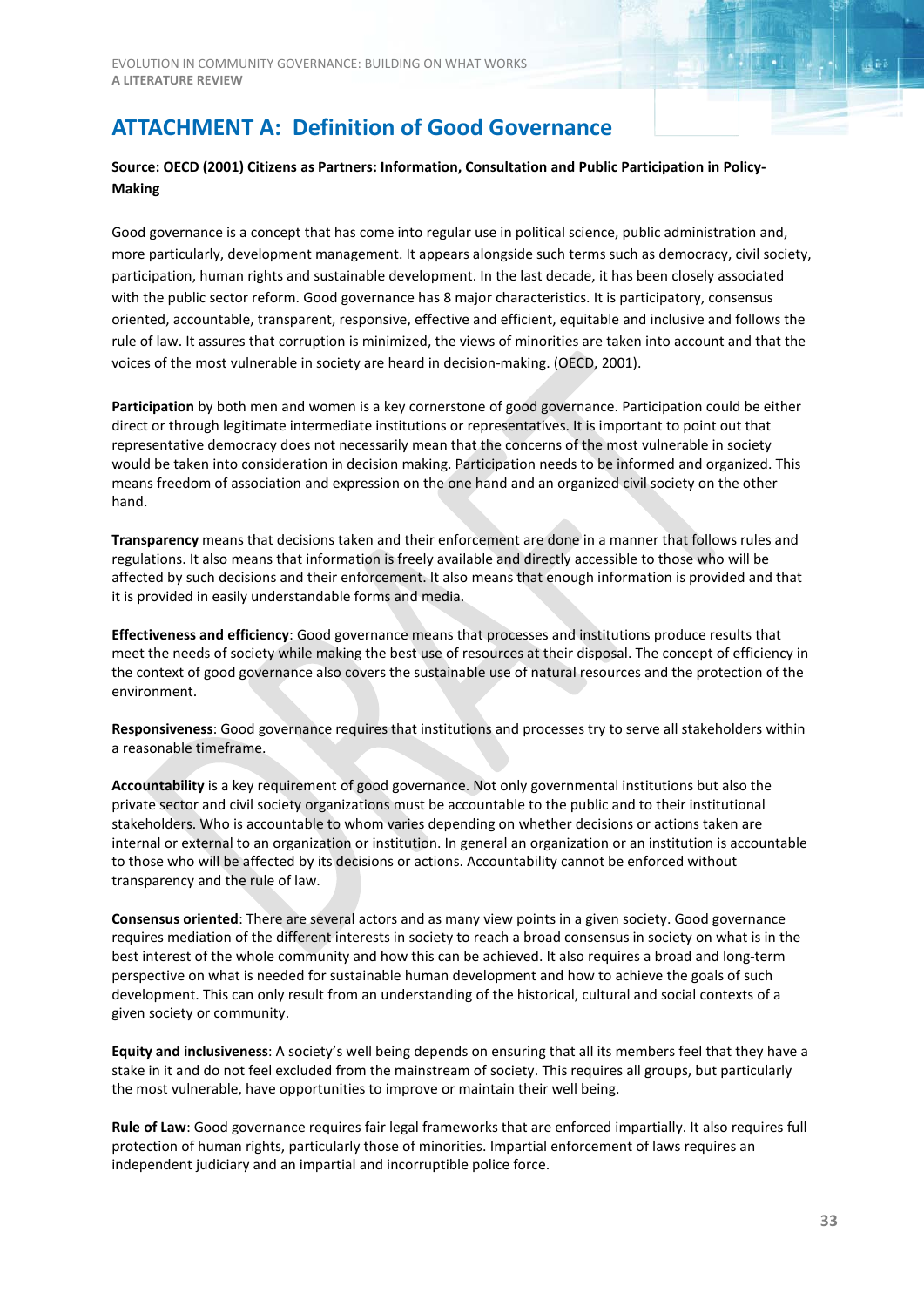# ATTACHMENT A: Definition of Good Governance

**Source: OECD (2001) Citizens as Partners: Information, Consultation and Public Participation in Policy-Making**

Good governance is a concept that has come into regular use in political science, public administration and, more particularly, development management. It appears alongside such terms such as democracy, civil society, participation, human rights and sustainable development. In the last decade, it has been closely associated with the public sector reform. Good governance has 8 major characteristics. It is participatory, consensus oriented, accountable, transparent, responsive, effective and efficient, equitable and inclusive and follows the rule of law. It assures that corruption is minimized, the views of minorities are taken into account and that the voices of the most vulnerable in society are heard in decision-making. (OECD, 2001).

**Participation** by both men and women is a key cornerstone of good governance. Participation could be either direct or through legitimate intermediate institutions or representatives. It is important to point out that representative democracy does not necessarily mean that the concerns of the most vulnerable in society would be taken into consideration in decision making. Participation needs to be informed and organized. This means freedom of association and expression on the one hand and an organized civil society on the other hand.

**Transparency** means that decisions taken and their enforcement are done in a manner that follows rules and regulations. It also means that information is freely available and directly accessible to those who will be affected by such decisions and their enforcement. It also means that enough information is provided and that it is provided in easily understandable forms and media.

**Effectiveness and efficiency**: Good governance means that processes and institutions produce results that meet the needs of society while making the best use of resources at their disposal. The concept of efficiency in the context of good governance also covers the sustainable use of natural resources and the protection of the environment.

**Responsiveness**: Good governance requires that institutions and processes try to serve all stakeholders within a reasonable timeframe.

**Accountability** is a key requirement of good governance. Not only governmental institutions but also the private sector and civil society organizations must be accountable to the public and to their institutional stakeholders. Who is accountable to whom varies depending on whether decisions or actions taken are internal or external to an organization or institution. In general an organization or an institution is accountable to those who will be affected by its decisions or actions. Accountability cannot be enforced without transparency and the rule of law.

**Consensus oriented**: There are several actors and as many view points in a given society. Good governance requires mediation of the different interests in society to reach a broad consensus in society on what is in the best interest of the whole community and how this can be achieved. It also requires a broad and long-term perspective on what is needed for sustainable human development and how to achieve the goals of such development. This can only result from an understanding of the historical, cultural and social contexts of a given society or community.

**Equity and inclusiveness**: A society's well being depends on ensuring that all its members feel that they have a stake in it and do not feel excluded from the mainstream of society. This requires all groups, but particularly the most vulnerable, have opportunities to improve or maintain their well being.

**Rule of Law**: Good governance requires fair legal frameworks that are enforced impartially. It also requires full protection of human rights, particularly those of minorities. Impartial enforcement of laws requires an independent judiciary and an impartial and incorruptible police force.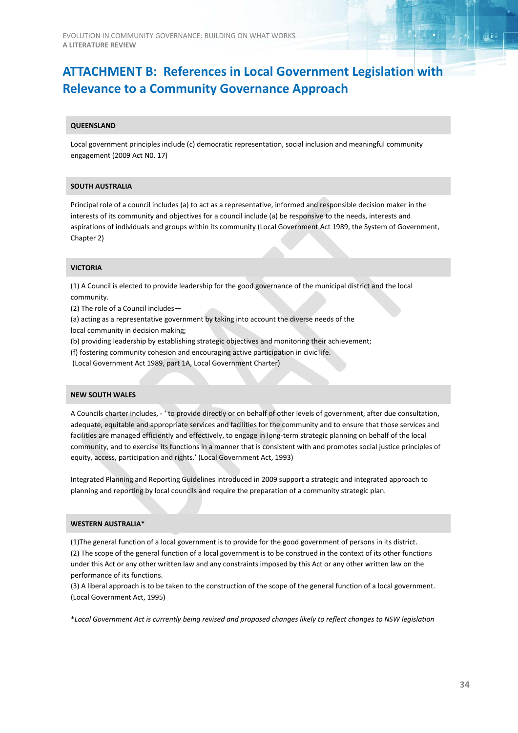# ATTACHMENT B: References in Local Government Legislation with Relevance to a Community Governance Approach

## QUEENSLAND

Local government principles include (c) democratic representation, social inclusion and meaningful community engagement (2009 Act N0. 17)

## SOUTH AUSTRALIA

Principal role of a council includes (a) to act as a representative, informed and responsible decision maker in the interests of its community and objectives for a council include (a) be responsive to the needs, interests and aspirations of individuals and groups within its community (Local Government Act 1989, the System of Government, Chapter 2)

## VICTORIA

(1) A Council is elected to provide leadership for the good governance of the municipal district and the local community.
(2) The role of a Council includes—
(a) acting as a representative government by taking into account the diverse needs of the local community in decision making;
(b) providing leadership by establishing strategic objectives and monitoring their achievement;
(f) fostering community cohesion and encouraging active participation in civic life.
(Local Government Act 1989, part 1A, Local Government Charter)

## NEW SOUTH WALES

A Councils charter includes, - ' to provide directly or on behalf of other levels of government, after due consultation, adequate, equitable and appropriate services and facilities for the community and to ensure that those services and facilities are managed efficiently and effectively, to engage in long-term strategic planning on behalf of the local community, and to exercise its functions in a manner that is consistent with and promotes social justice principles of equity, access, participation and rights.' (Local Government Act, 1993)

Integrated Planning and Reporting Guidelines introduced in 2009 support a strategic and integrated approach to planning and reporting by local councils and require the preparation of a community strategic plan.

## WESTERN AUSTRALIA*

(1)The general function of a local government is to provide for the good government of persons in its district.
(2) The scope of the general function of a local government is to be construed in the context of its other functions under this Act or any other written law and any constraints imposed by this Act or any other written law on the performance of its functions.
(3) A liberal approach is to be taken to the construction of the scope of the general function of a local government.
(Local Government Act, 1995)

**Local Government Act is currently being revised and proposed changes likely to reflect changes to NSW legislation*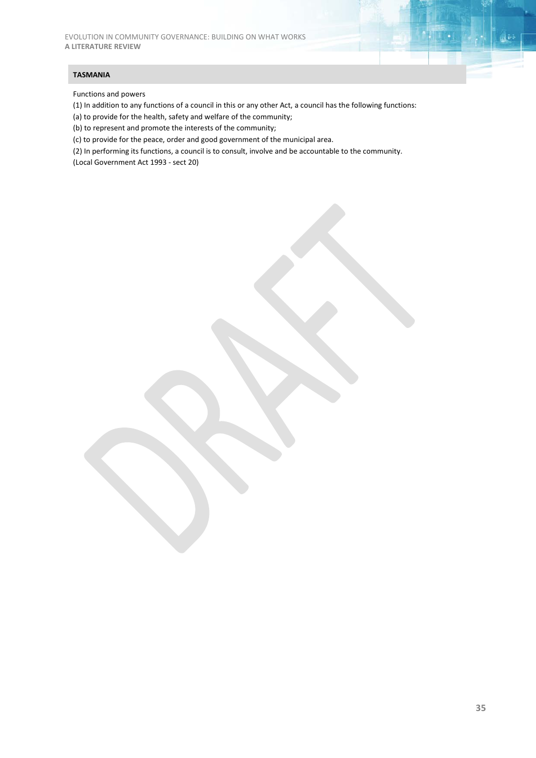**TASMANIA**

Functions and powers

(1) In addition to any functions of a council in this or any other Act, a council has the following functions:

(a) to provide for the health, safety and welfare of the community;

(b) to represent and promote the interests of the community;

(c) to provide for the peace, order and good government of the municipal area.

(2) In performing its functions, a council is to consult, involve and be accountable to the community.

(Local Government Act 1993 - sect 20)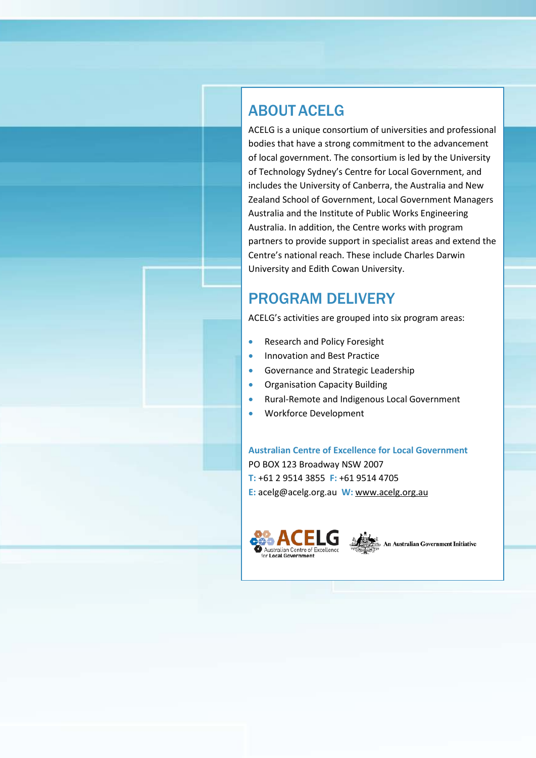## ABOUT ACELG

ACELG is a unique consortium of universities and professional bodies that have a strong commitment to the advancement of local government. The consortium is led by the University of Technology Sydney's Centre for Local Government, and includes the University of Canberra, the Australia and New Zealand School of Government, Local Government Managers Australia and the Institute of Public Works Engineering Australia. In addition, the Centre works with program partners to provide support in specialist areas and extend the Centre's national reach. These include Charles Darwin University and Edith Cowan University.

## PROGRAM DELIVERY

ACELG's activities are grouped into six program areas:

- Research and Policy Foresight
- Innovation and Best Practice
- Governance and Strategic Leadership
- Organisation Capacity Building
- Rural-Remote and Indigenous Local Government
- Workforce Development

**Australian Centre of Excellence for Local Government**
PO BOX 123 Broadway NSW 2007
**T:** +61 2 9514 3855 **F:** +61 9514 4705
**E:** acelg@acelg.org.au **W:** www.acelg.org.au

ACELG Australian Centre of Excellence for Local Government

An Australian Government Initiative